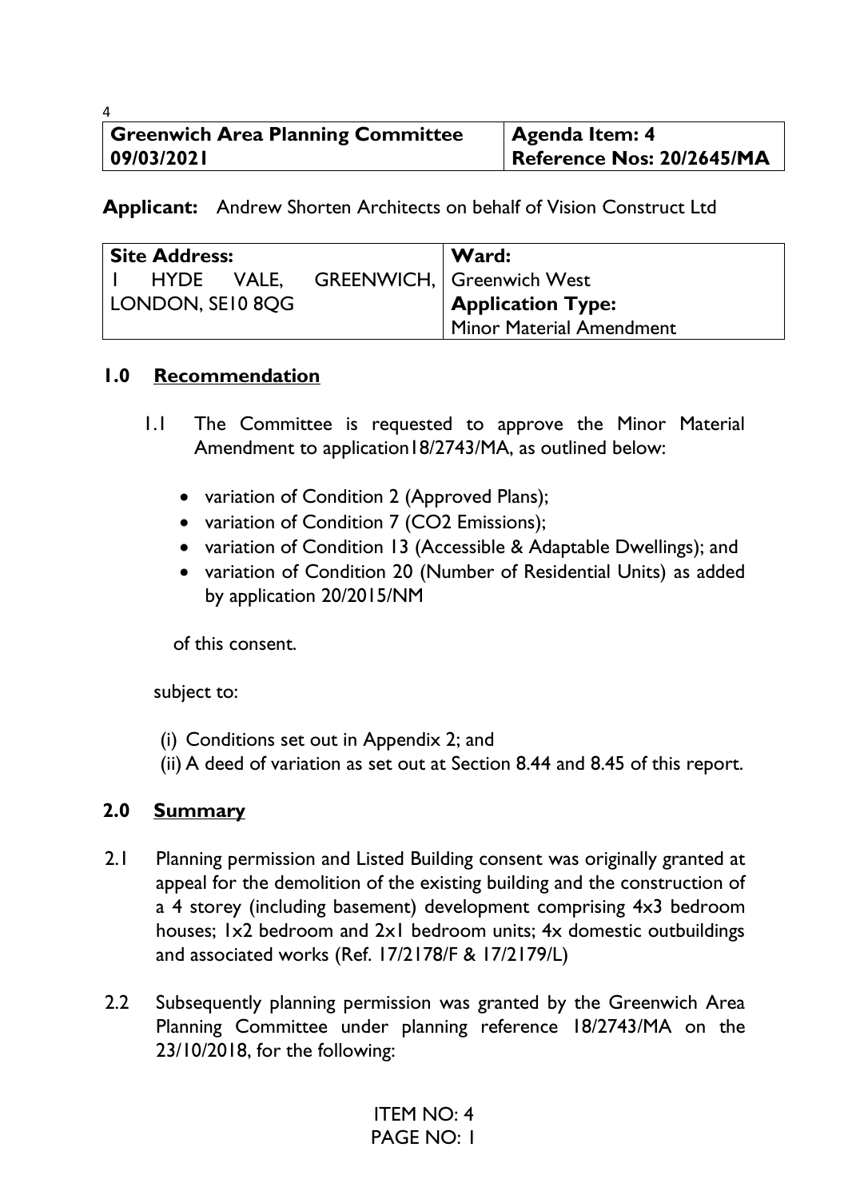| Greenwich Area Planning Committee 09/03/2021 | Agenda Item: 4 Reference Nos: 20/2645/MA |
|---|---|

**Applicant:** Andrew Shorten Architects on behalf of Vision Construct Ltd

| Site Address: | Ward: |
|---|---|
| 1 HYDE VALE, GREENWICH, LONDON, SE10 8QG | Greenwich West |
| | **Application Type:** Minor Material Amendment |

## 1.0 Recommendation

1.1 The Committee is requested to approve the Minor Material Amendment to application18/2743/MA, as outlined below:

- variation of Condition 2 (Approved Plans);
- variation of Condition 7 (CO2 Emissions);
- variation of Condition 13 (Accessible & Adaptable Dwellings); and
- variation of Condition 20 (Number of Residential Units) as added by application 20/2015/NM

of this consent.

subject to:

(i) Conditions set out in Appendix 2; and
(ii) A deed of variation as set out at Section 8.44 and 8.45 of this report.

## 2.0 Summary

2.1 Planning permission and Listed Building consent was originally granted at appeal for the demolition of the existing building and the construction of a 4 storey (including basement) development comprising 4x3 bedroom houses; 1x2 bedroom and 2x1 bedroom units; 4x domestic outbuildings and associated works (Ref. 17/2178/F & 17/2179/L)

2.2 Subsequently planning permission was granted by the Greenwich Area Planning Committee under planning reference 18/2743/MA on the 23/10/2018, for the following: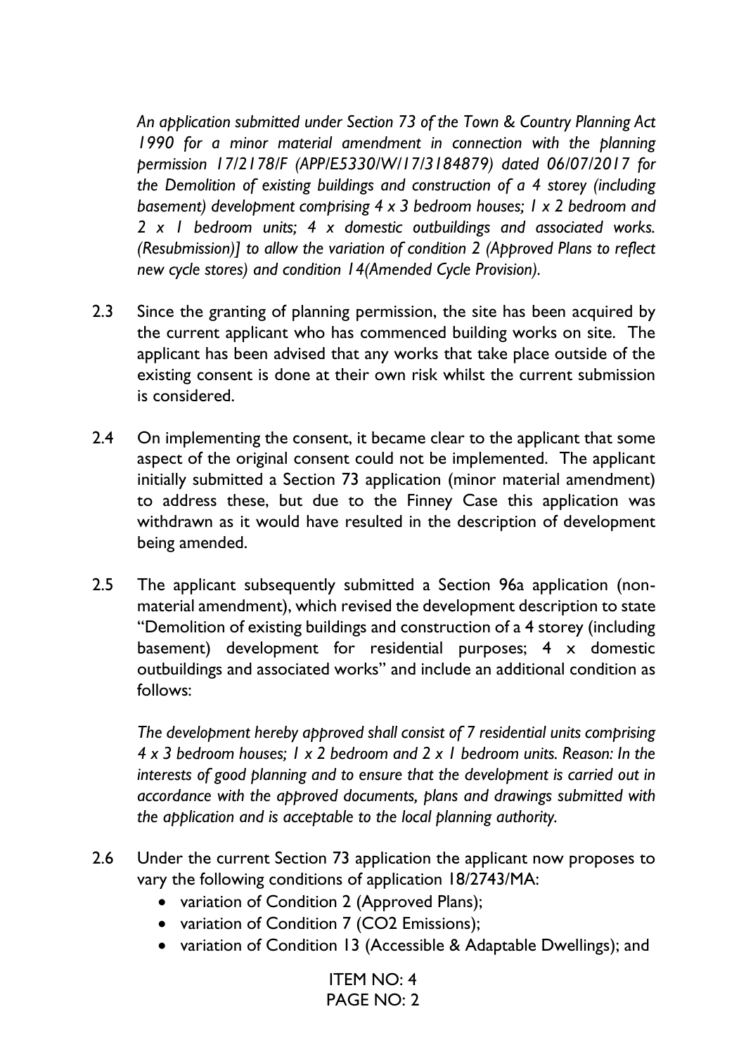*An application submitted under Section 73 of the Town & Country Planning Act 1990 for a minor material amendment in connection with the planning permission 17/2178/F (APP/E5330/W/17/3184879) dated 06/07/2017 for the Demolition of existing buildings and construction of a 4 storey (including basement) development comprising 4 x 3 bedroom houses; 1 x 2 bedroom and 2 x 1 bedroom units; 4 x domestic outbuildings and associated works. (Resubmission)] to allow the variation of condition 2 (Approved Plans to reflect new cycle stores) and condition 14(Amended Cycle Provision).*

2.3 Since the granting of planning permission, the site has been acquired by the current applicant who has commenced building works on site. The applicant has been advised that any works that take place outside of the existing consent is done at their own risk whilst the current submission is considered.

2.4 On implementing the consent, it became clear to the applicant that some aspect of the original consent could not be implemented. The applicant initially submitted a Section 73 application (minor material amendment) to address these, but due to the Finney Case this application was withdrawn as it would have resulted in the description of development being amended.

2.5 The applicant subsequently submitted a Section 96a application (non-material amendment), which revised the development description to state "Demolition of existing buildings and construction of a 4 storey (including basement) development for residential purposes; 4 x domestic outbuildings and associated works" and include an additional condition as follows:

*The development hereby approved shall consist of 7 residential units comprising 4 x 3 bedroom houses; 1 x 2 bedroom and 2 x 1 bedroom units. Reason: In the interests of good planning and to ensure that the development is carried out in accordance with the approved documents, plans and drawings submitted with the application and is acceptable to the local planning authority.*

2.6 Under the current Section 73 application the applicant now proposes to vary the following conditions of application 18/2743/MA:

- variation of Condition 2 (Approved Plans);
- variation of Condition 7 ($CO_2$ Emissions);
- variation of Condition 13 (Accessible & Adaptable Dwellings); and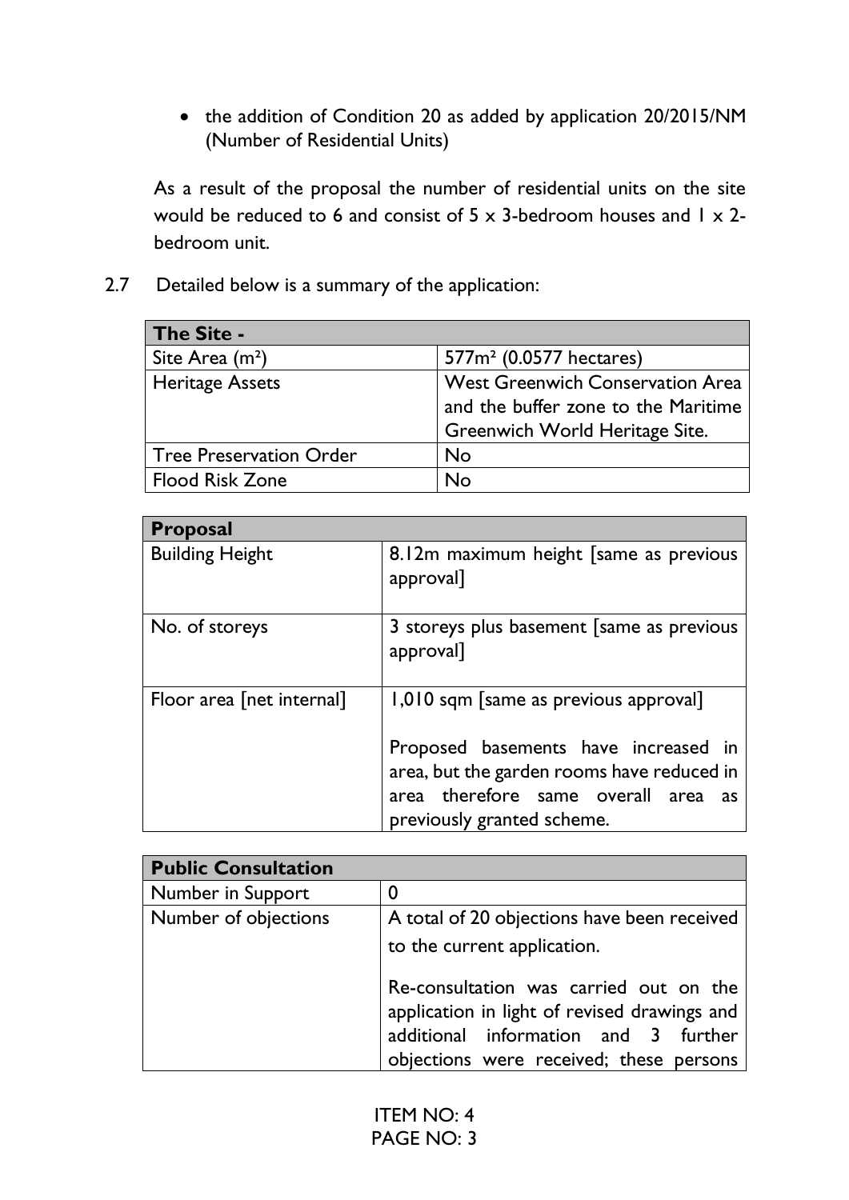- the addition of Condition 20 as added by application 20/2015/NM (Number of Residential Units)

As a result of the proposal the number of residential units on the site would be reduced to 6 and consist of 5 x 3-bedroom houses and 1 x 2-bedroom unit.

2.7 Detailed below is a summary of the application:

| **The Site -** | |
|---|---|
| Site Area ($m^2$) | 577$m^2$ (0.0577 hectares) |
| Heritage Assets | West Greenwich Conservation Area and the buffer zone to the Maritime Greenwich World Heritage Site. |
| Tree Preservation Order | No |
| Flood Risk Zone | No |

| **Proposal** | |
|---|---|
| Building Height | 8.12m maximum height [same as previous approval] |
| No. of storeys | 3 storeys plus basement [same as previous approval] |
| Floor area [net internal] | 1,010 sqm [same as previous approval]<br><br>Proposed basements have increased in area, but the garden rooms have reduced in area therefore same overall area as previously granted scheme. |

| **Public Consultation** | |
|---|---|
| Number in Support | 0 |
| Number of objections | A total of 20 objections have been received to the current application.<br><br>Re-consultation was carried out on the application in light of revised drawings and additional information and 3 further objections were received; these persons |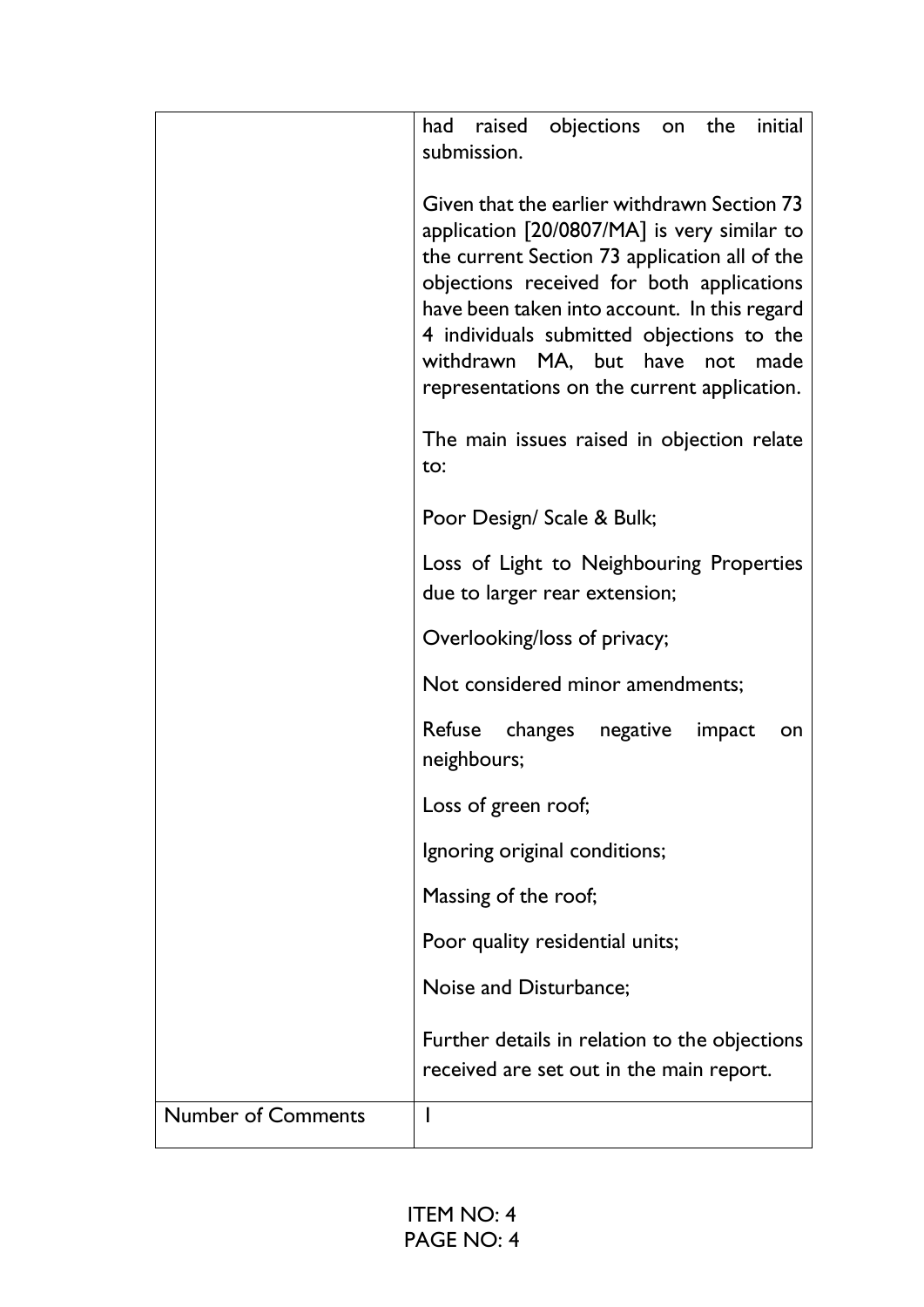| | |
|---|---|
| | had raised objections on the initial submission.<br><br>Given that the earlier withdrawn Section 73 application [20/0807/MA] is very similar to the current Section 73 application all of the objections received for both applications have been taken into account. In this regard 4 individuals submitted objections to the withdrawn MA, but have not made representations on the current application.<br><br>The main issues raised in objection relate to:<br><br>Poor Design/ Scale & Bulk;<br><br>Loss of Light to Neighbouring Properties due to larger rear extension;<br><br>Overlooking/loss of privacy;<br><br>Not considered minor amendments;<br><br>Refuse changes negative impact on neighbours;<br><br>Loss of green roof;<br><br>Ignoring original conditions;<br><br>Massing of the roof;<br><br>Poor quality residential units;<br><br>Noise and Disturbance;<br><br>Further details in relation to the objections received are set out in the main report. |
| Number of Comments | 1 |

ITEM NO: 4
PAGE NO: 4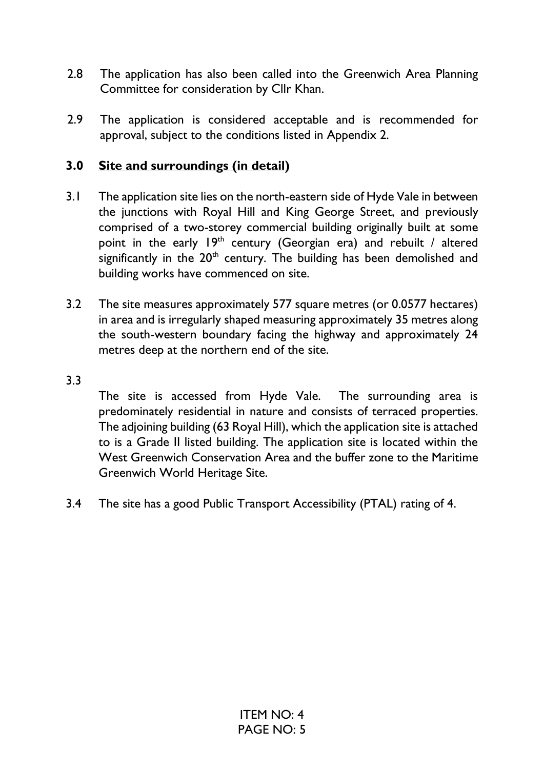2.8 The application has also been called into the Greenwich Area Planning Committee for consideration by Cllr Khan.

2.9 The application is considered acceptable and is recommended for approval, subject to the conditions listed in Appendix 2.

## 3.0 Site and surroundings (in detail)

3.1 The application site lies on the north-eastern side of Hyde Vale in between the junctions with Royal Hill and King George Street, and previously comprised of a two-storey commercial building originally built at some point in the early 19th century (Georgian era) and rebuilt / altered significantly in the 20th century. The building has been demolished and building works have commenced on site.

3.2 The site measures approximately 577 square metres (or 0.0577 hectares) in area and is irregularly shaped measuring approximately 35 metres along the south-western boundary facing the highway and approximately 24 metres deep at the northern end of the site.

3.3 The site is accessed from Hyde Vale. The surrounding area is predominately residential in nature and consists of terraced properties. The adjoining building (63 Royal Hill), which the application site is attached to is a Grade II listed building. The application site is located within the West Greenwich Conservation Area and the buffer zone to the Maritime Greenwich World Heritage Site.

3.4 The site has a good Public Transport Accessibility (PTAL) rating of 4.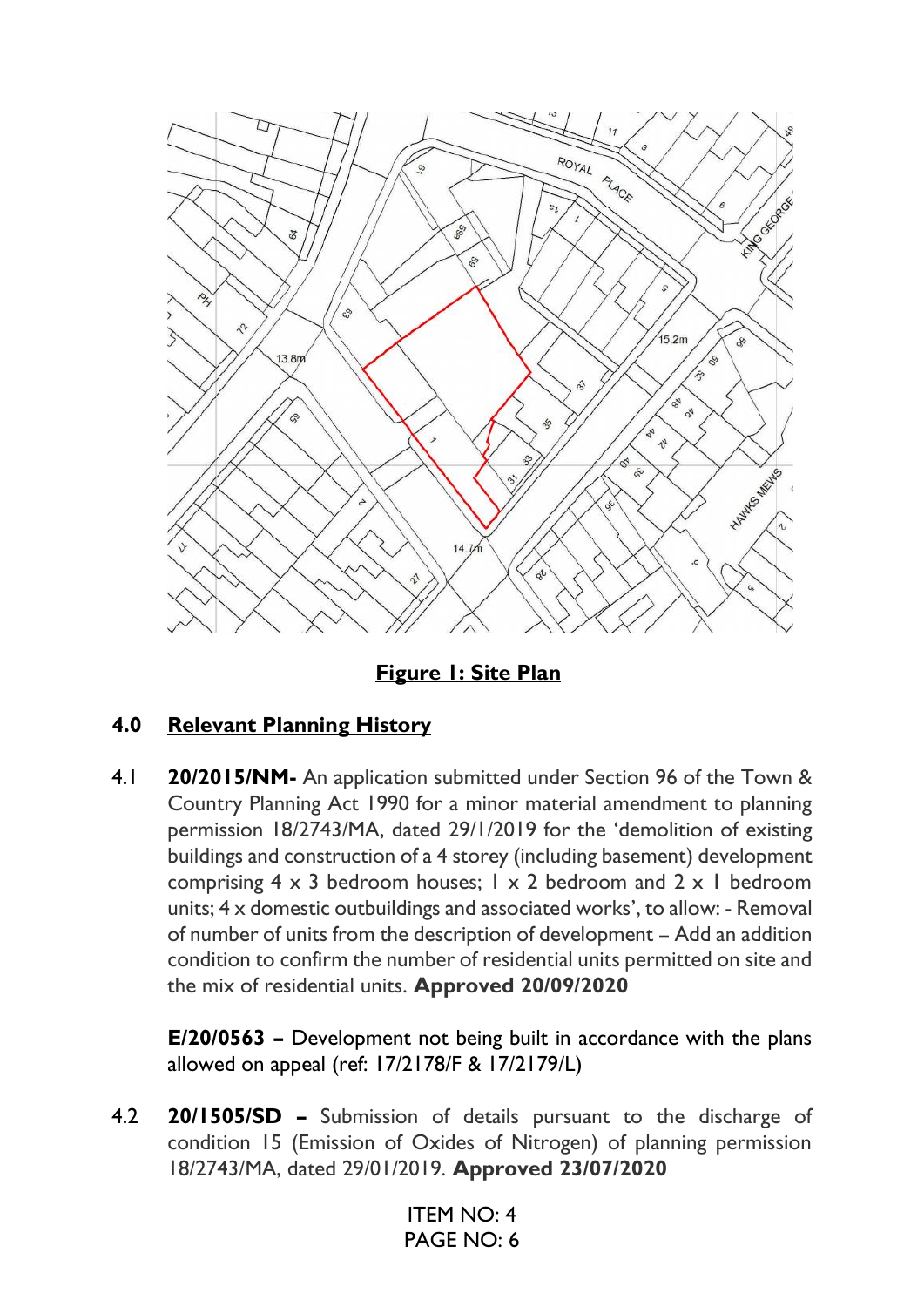**Figure 1: Site Plan**

## 4.0 Relevant Planning History

4.1 **20/2015/NM-** An application submitted under Section 96 of the Town & Country Planning Act 1990 for a minor material amendment to planning permission 18/2743/MA, dated 29/1/2019 for the 'demolition of existing buildings and construction of a 4 storey (including basement) development comprising 4 x 3 bedroom houses; 1 x 2 bedroom and 2 x 1 bedroom units; 4 x domestic outbuildings and associated works', to allow: - Removal of number of units from the description of development – Add an addition condition to confirm the number of residential units permitted on site and the mix of residential units. **Approved 20/09/2020**

**E/20/0563 –** Development not being built in accordance with the plans allowed on appeal (ref: 17/2178/F & 17/2179/L)

4.2 **20/1505/SD –** Submission of details pursuant to the discharge of condition 15 (Emission of Oxides of Nitrogen) of planning permission 18/2743/MA, dated 29/01/2019. **Approved 23/07/2020**

ITEM NO: 4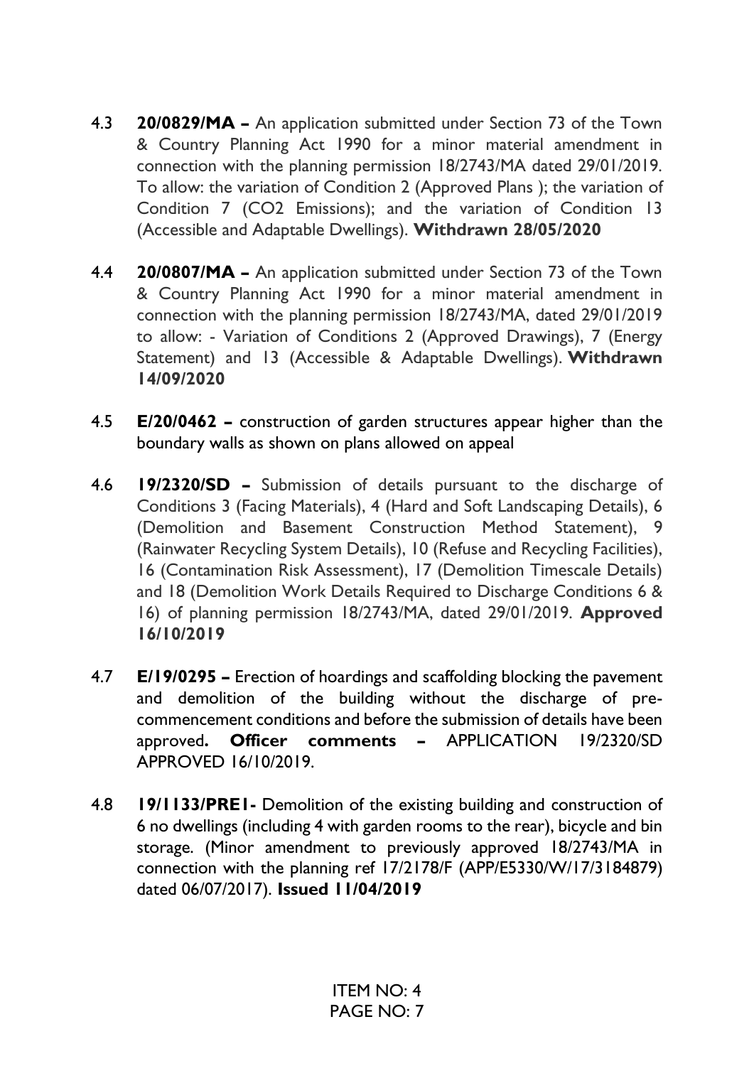4.3 **20/0829/MA –** An application submitted under Section 73 of the Town & Country Planning Act 1990 for a minor material amendment in connection with the planning permission 18/2743/MA dated 29/01/2019. To allow: the variation of Condition 2 (Approved Plans ); the variation of Condition 7 (CO2 Emissions); and the variation of Condition 13 (Accessible and Adaptable Dwellings). **Withdrawn 28/05/2020**

4.4 **20/0807/MA –** An application submitted under Section 73 of the Town & Country Planning Act 1990 for a minor material amendment in connection with the planning permission 18/2743/MA, dated 29/01/2019 to allow: - Variation of Conditions 2 (Approved Drawings), 7 (Energy Statement) and 13 (Accessible & Adaptable Dwellings). **Withdrawn 14/09/2020**

4.5 **E/20/0462 –** construction of garden structures appear higher than the boundary walls as shown on plans allowed on appeal

4.6 **19/2320/SD –** Submission of details pursuant to the discharge of Conditions 3 (Facing Materials), 4 (Hard and Soft Landscaping Details), 6 (Demolition and Basement Construction Method Statement), 9 (Rainwater Recycling System Details), 10 (Refuse and Recycling Facilities), 16 (Contamination Risk Assessment), 17 (Demolition Timescale Details) and 18 (Demolition Work Details Required to Discharge Conditions 6 & 16) of planning permission 18/2743/MA, dated 29/01/2019. **Approved 16/10/2019**

4.7 **E/19/0295 –** Erection of hoardings and scaffolding blocking the pavement and demolition of the building without the discharge of pre-commencement conditions and before the submission of details have been approved**. Officer comments –** APPLICATION 19/2320/SD APPROVED 16/10/2019.

4.8 **19/1133/PRE1-** Demolition of the existing building and construction of 6 no dwellings (including 4 with garden rooms to the rear), bicycle and bin storage. (Minor amendment to previously approved 18/2743/MA in connection with the planning ref 17/2178/F (APP/E5330/W/17/3184879) dated 06/07/2017). **Issued 11/04/2019**

ITEM NO: 4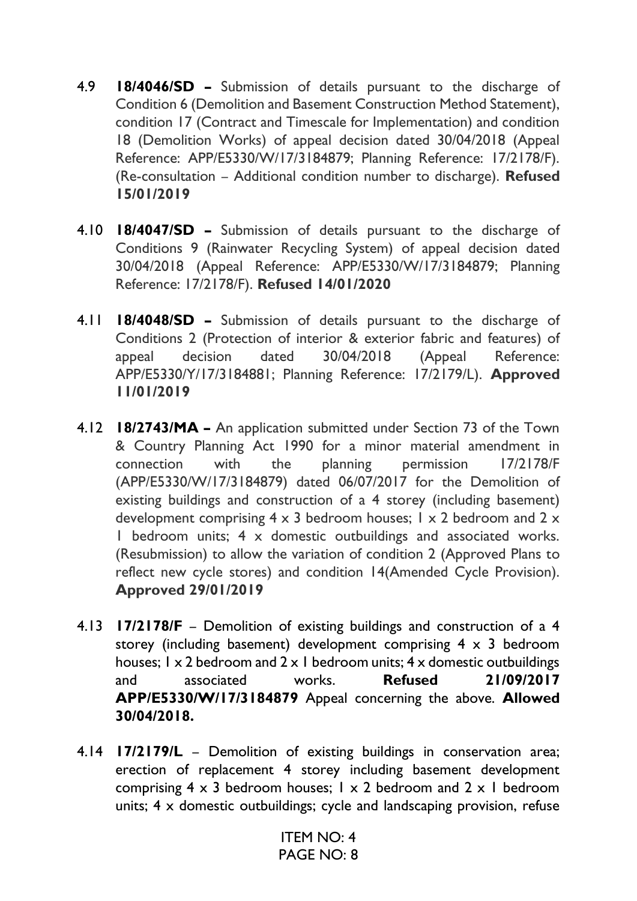4.9 **18/4046/SD –** Submission of details pursuant to the discharge of Condition 6 (Demolition and Basement Construction Method Statement), condition 17 (Contract and Timescale for Implementation) and condition 18 (Demolition Works) of appeal decision dated 30/04/2018 (Appeal Reference: APP/E5330/W/17/3184879; Planning Reference: 17/2178/F). (Re-consultation – Additional condition number to discharge). **Refused 15/01/2019**

4.10 **18/4047/SD –** Submission of details pursuant to the discharge of Conditions 9 (Rainwater Recycling System) of appeal decision dated 30/04/2018 (Appeal Reference: APP/E5330/W/17/3184879; Planning Reference: 17/2178/F). **Refused 14/01/2020**

4.11 **18/4048/SD –** Submission of details pursuant to the discharge of Conditions 2 (Protection of interior & exterior fabric and features) of appeal decision dated 30/04/2018 (Appeal Reference: APP/E5330/Y/17/3184881; Planning Reference: 17/2179/L). **Approved 11/01/2019**

4.12 **18/2743/MA –** An application submitted under Section 73 of the Town & Country Planning Act 1990 for a minor material amendment in connection with the planning permission 17/2178/F (APP/E5330/W/17/3184879) dated 06/07/2017 for the Demolition of existing buildings and construction of a 4 storey (including basement) development comprising 4 x 3 bedroom houses; 1 x 2 bedroom and 2 x 1 bedroom units; 4 x domestic outbuildings and associated works. (Resubmission) to allow the variation of condition 2 (Approved Plans to reflect new cycle stores) and condition 14(Amended Cycle Provision). **Approved 29/01/2019**

4.13 **17/2178/F** – Demolition of existing buildings and construction of a 4 storey (including basement) development comprising 4 x 3 bedroom houses; 1 x 2 bedroom and 2 x 1 bedroom units; 4 x domestic outbuildings and associated works. **Refused 21/09/2017 APP/E5330/W/17/3184879** Appeal concerning the above. **Allowed 30/04/2018.**

4.14 **17/2179/L** – Demolition of existing buildings in conservation area; erection of replacement 4 storey including basement development comprising 4 x 3 bedroom houses; 1 x 2 bedroom and 2 x 1 bedroom units; 4 x domestic outbuildings; cycle and landscaping provision, refuse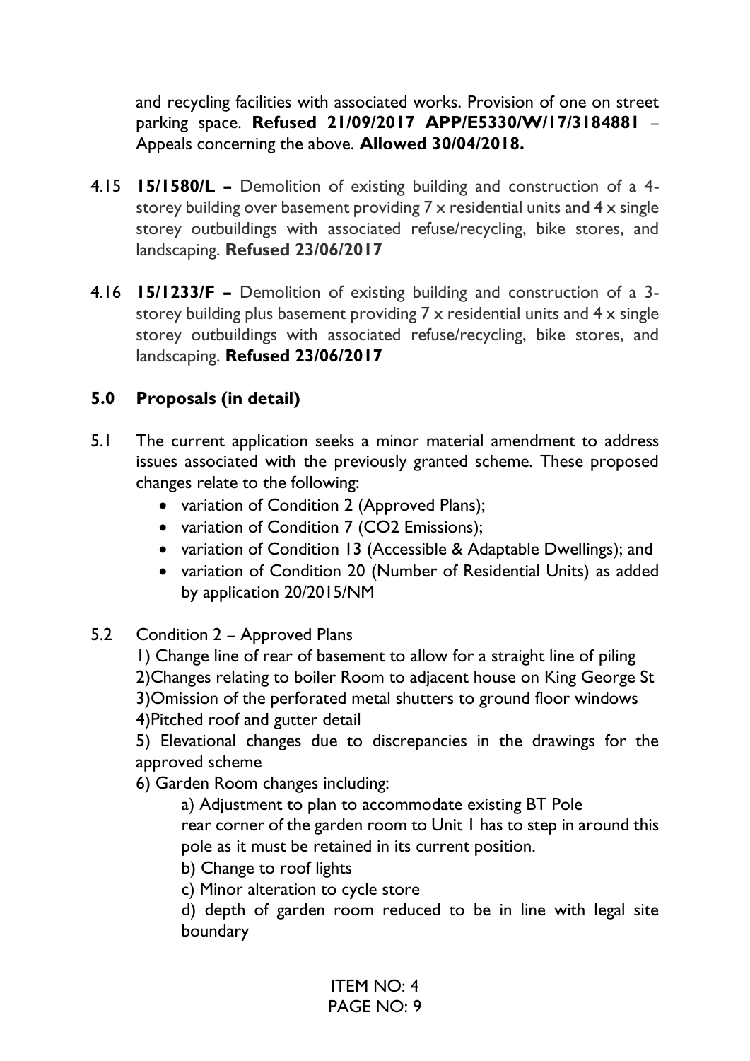and recycling facilities with associated works. Provision of one on street parking space. **Refused 21/09/2017 APP/E5330/W/17/3184881** – Appeals concerning the above. **Allowed 30/04/2018.**

4.15 **15/1580/L –** Demolition of existing building and construction of a 4-storey building over basement providing 7 x residential units and 4 x single storey outbuildings with associated refuse/recycling, bike stores, and landscaping. **Refused 23/06/2017**

4.16 **15/1233/F –** Demolition of existing building and construction of a 3-storey building plus basement providing 7 x residential units and 4 x single storey outbuildings with associated refuse/recycling, bike stores, and landscaping. **Refused 23/06/2017**

## 5.0 Proposals (in detail)

5.1 The current application seeks a minor material amendment to address issues associated with the previously granted scheme. These proposed changes relate to the following:

- variation of Condition 2 (Approved Plans);
- variation of Condition 7 (CO2 Emissions);
- variation of Condition 13 (Accessible & Adaptable Dwellings); and
- variation of Condition 20 (Number of Residential Units) as added by application 20/2015/NM

5.2 Condition 2 – Approved Plans

1) Change line of rear of basement to allow for a straight line of piling
2)Changes relating to boiler Room to adjacent house on King George St
3)Omission of the perforated metal shutters to ground floor windows
4)Pitched roof and gutter detail
5) Elevational changes due to discrepancies in the drawings for the approved scheme
6) Garden Room changes including:

a) Adjustment to plan to accommodate existing BT Pole
rear corner of the garden room to Unit 1 has to step in around this pole as it must be retained in its current position.
b) Change to roof lights
c) Minor alteration to cycle store
d) depth of garden room reduced to be in line with legal site boundary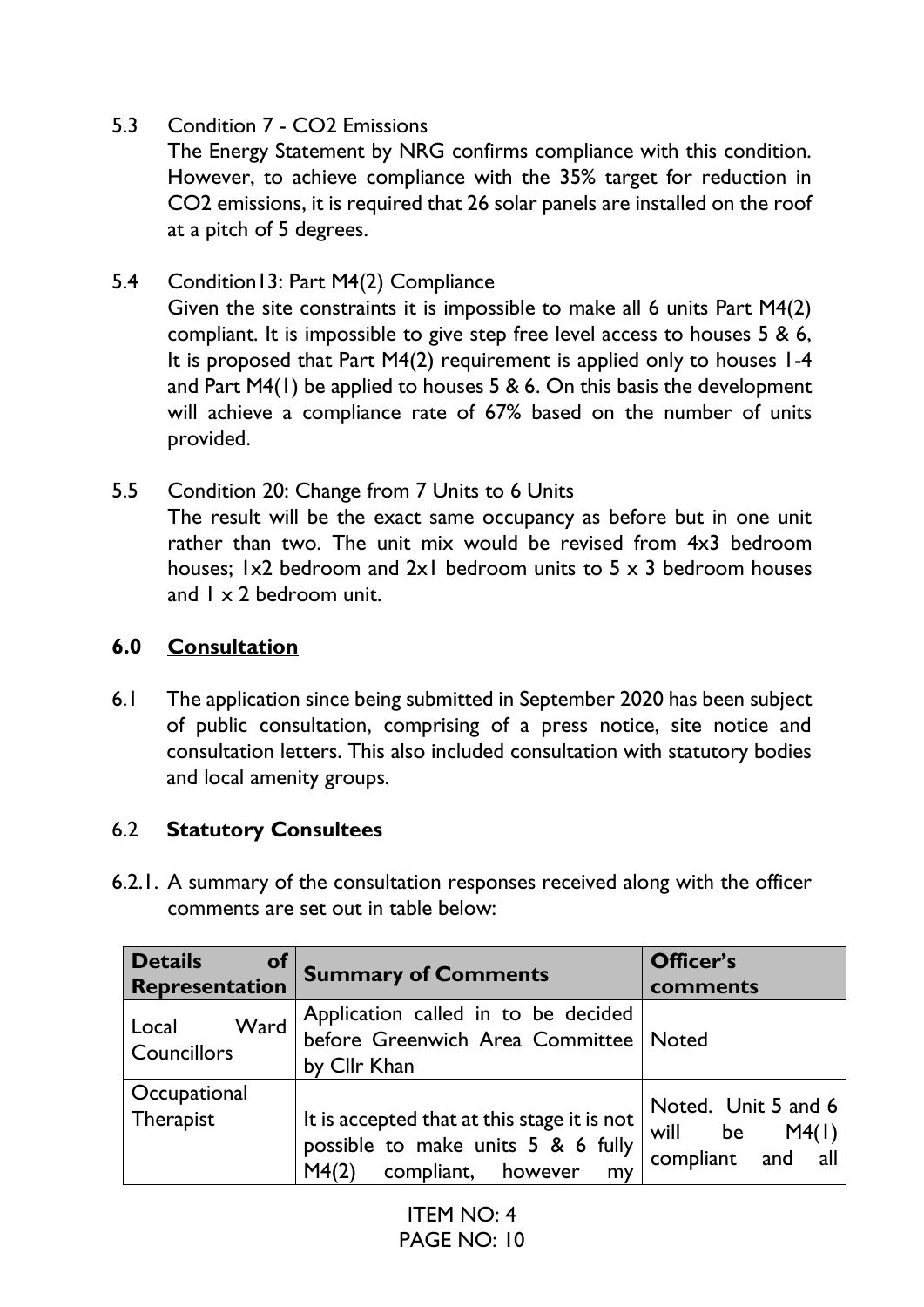5.3 Condition 7 - $CO_2$ Emissions

The Energy Statement by NRG confirms compliance with this condition. However, to achieve compliance with the 35% target for reduction in $CO_2$ emissions, it is required that 26 solar panels are installed on the roof at a pitch of 5 degrees.

5.4 Condition13: Part M4(2) Compliance

Given the site constraints it is impossible to make all 6 units Part M4(2) compliant. It is impossible to give step free level access to houses 5 & 6, It is proposed that Part M4(2) requirement is applied only to houses 1-4 and Part M4(1) be applied to houses 5 & 6. On this basis the development will achieve a compliance rate of 67% based on the number of units provided.

5.5 Condition 20: Change from 7 Units to 6 Units

The result will be the exact same occupancy as before but in one unit rather than two. The unit mix would be revised from 4x3 bedroom houses; 1x2 bedroom and 2x1 bedroom units to 5 x 3 bedroom houses and 1 x 2 bedroom unit.

## 6.0 Consultation

6.1 The application since being submitted in September 2020 has been subject of public consultation, comprising of a press notice, site notice and consultation letters. This also included consultation with statutory bodies and local amenity groups.

### 6.2 Statutory Consultees

6.2.1. A summary of the consultation responses received along with the officer comments are set out in table below:

| Details of Representation | Summary of Comments | Officer's comments |
| --- | --- | --- |
| Local Ward Councillors | Application called in to be decided before Greenwich Area Committee by Cllr Khan | Noted |
| Occupational Therapist | It is accepted that at this stage it is not possible to make units 5 & 6 fully M4(2) compliant, however my | Noted. Unit 5 and 6 will be M4(1) compliant and all |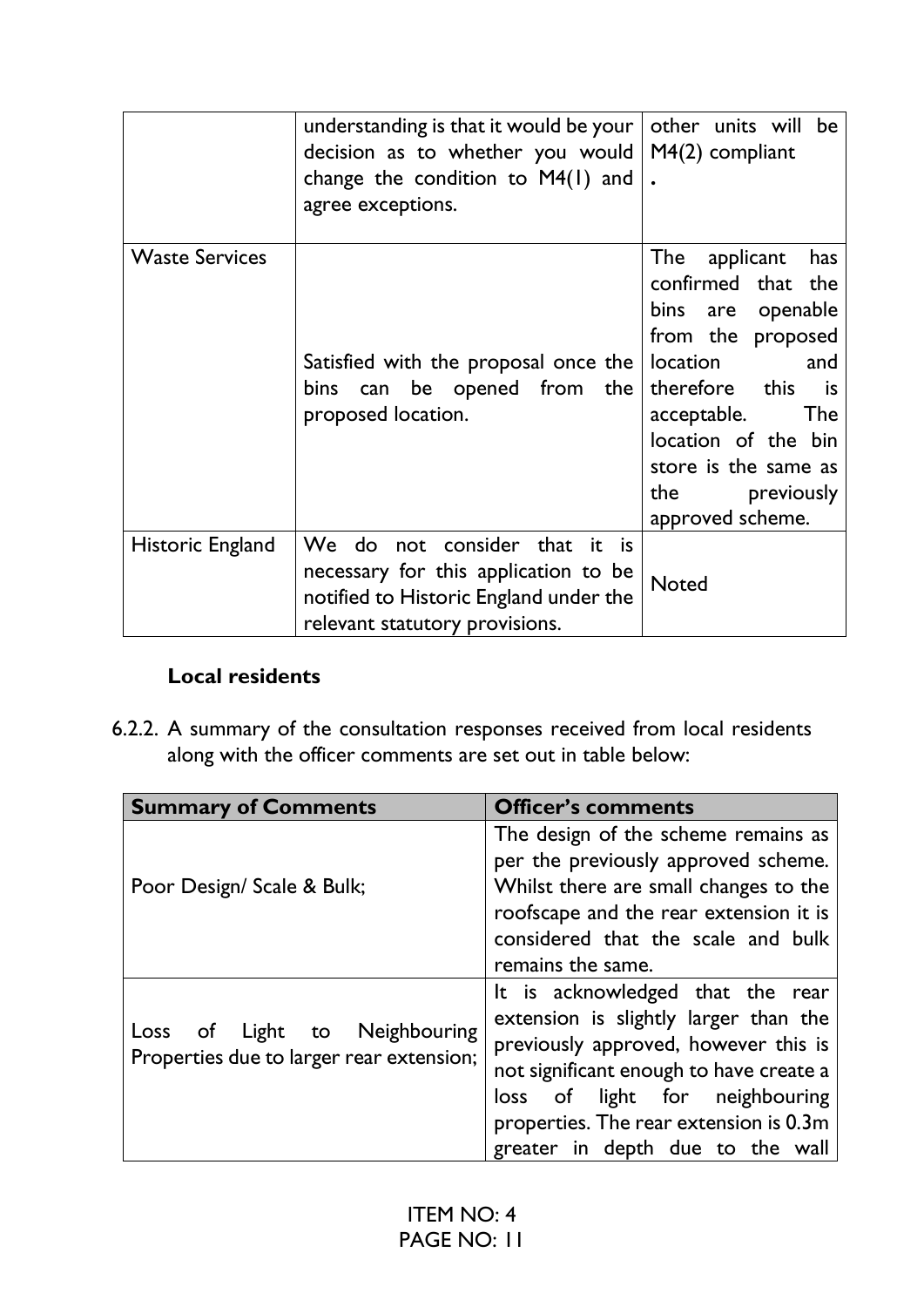| | | |
|---|---|---|
| | understanding is that it would be your decision as to whether you would change the condition to M4(1) and agree exceptions. | other units will be M4(2) compliant . |
| Waste Services | Satisfied with the proposal once the bins can be opened from the proposed location. | The applicant has confirmed that the bins are openable from the proposed location and therefore this is acceptable. The location of the bin store is the same as the previously approved scheme. |
| Historic England | We do not consider that it is necessary for this application to be notified to Historic England under the relevant statutory provisions. | Noted |

**Local residents**

6.2.2. A summary of the consultation responses received from local residents along with the officer comments are set out in table below:

| Summary of Comments | Officer's comments |
|---|---|
| Poor Design/ Scale & Bulk; | The design of the scheme remains as per the previously approved scheme. Whilst there are small changes to the roofscape and the rear extension it is considered that the scale and bulk remains the same. |
| Loss of Light to Neighbouring Properties due to larger rear extension; | It is acknowledged that the rear extension is slightly larger than the previously approved, however this is not significant enough to have create a loss of light for neighbouring properties. The rear extension is 0.3m greater in depth due to the wall |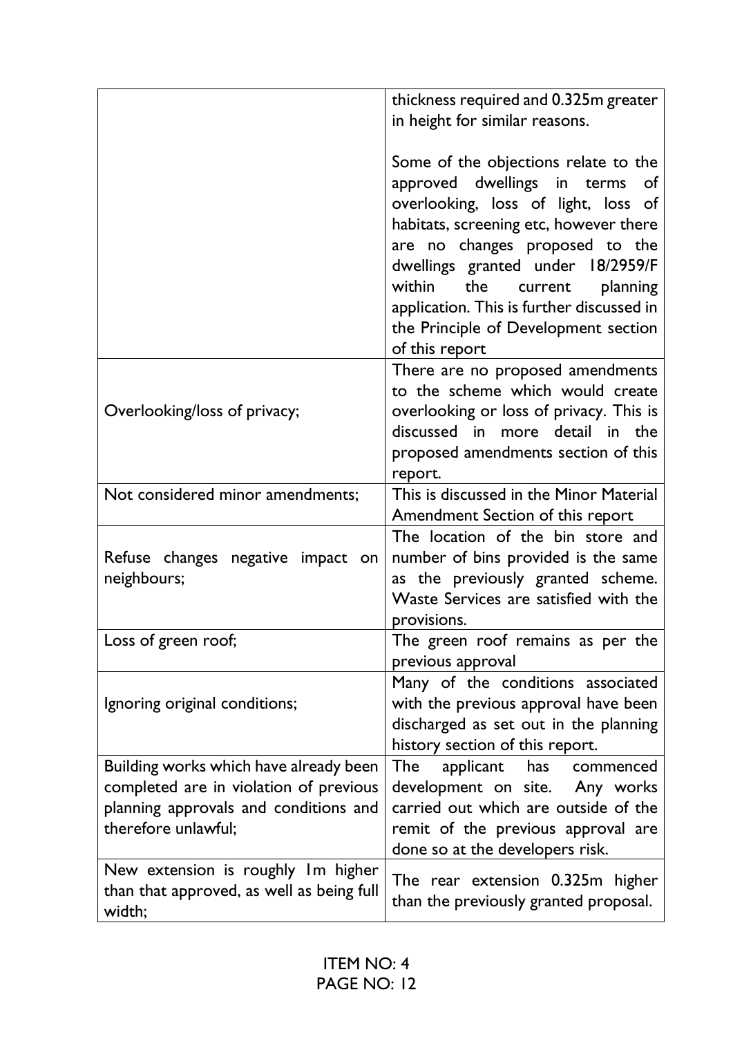| | |
|---|---|
| | thickness required and 0.325m greater in height for similar reasons.<br><br>Some of the objections relate to the approved dwellings in terms of overlooking, loss of light, loss of habitats, screening etc, however there are no changes proposed to the dwellings granted under 18/2959/F within the current planning application. This is further discussed in the Principle of Development section of this report |
| Overlooking/loss of privacy; | There are no proposed amendments to the scheme which would create overlooking or loss of privacy. This is discussed in more detail in the proposed amendments section of this report. |
| Not considered minor amendments; | This is discussed in the Minor Material Amendment Section of this report |
| Refuse changes negative impact on neighbours; | The location of the bin store and number of bins provided is the same as the previously granted scheme. Waste Services are satisfied with the provisions. |
| Loss of green roof; | The green roof remains as per the previous approval |
| Ignoring original conditions; | Many of the conditions associated with the previous approval have been discharged as set out in the planning history section of this report. |
| Building works which have already been completed are in violation of previous planning approvals and conditions and therefore unlawful; | The applicant has commenced development on site. Any works carried out which are outside of the remit of the previous approval are done so at the developers risk. |
| New extension is roughly 1m higher than that approved, as well as being full width; | The rear extension 0.325m higher than the previously granted proposal. |

ITEM NO: 4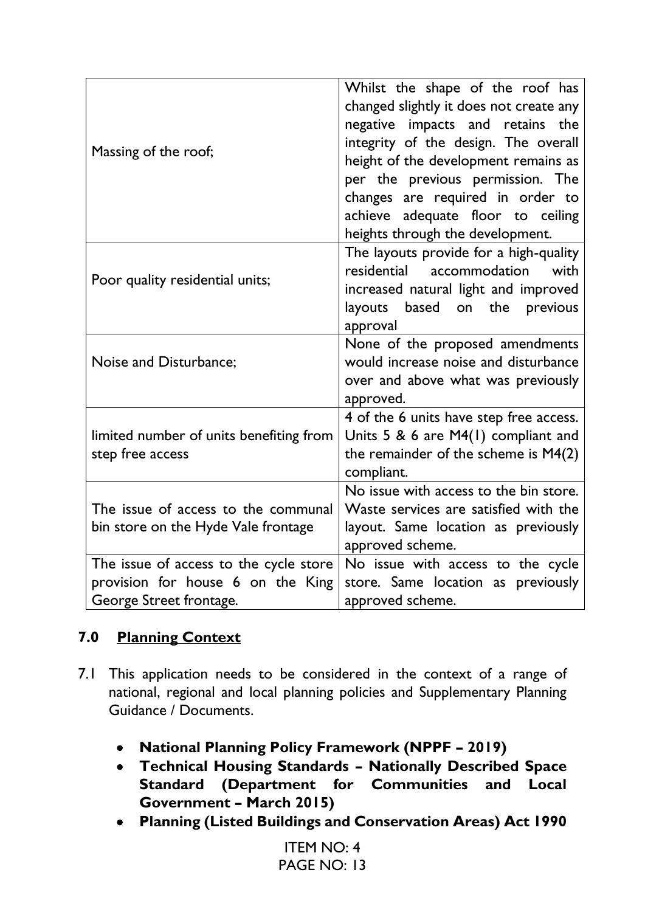| | |
|---|---|
| Massing of the roof; | Whilst the shape of the roof has changed slightly it does not create any negative impacts and retains the integrity of the design. The overall height of the development remains as per the previous permission. The changes are required in order to achieve adequate floor to ceiling heights through the development. |
| Poor quality residential units; | The layouts provide for a high-quality residential accommodation with increased natural light and improved layouts based on the previous approval |
| Noise and Disturbance; | None of the proposed amendments would increase noise and disturbance over and above what was previously approved. |
| limited number of units benefiting from step free access | 4 of the 6 units have step free access. Units 5 & 6 are M4(1) compliant and the remainder of the scheme is M4(2) compliant. |
| The issue of access to the communal bin store on the Hyde Vale frontage | No issue with access to the bin store. Waste services are satisfied with the layout. Same location as previously approved scheme. |
| The issue of access to the cycle store provision for house 6 on the King George Street frontage. | No issue with access to the cycle store. Same location as previously approved scheme. |

## 7.0 Planning Context

7.1 This application needs to be considered in the context of a range of national, regional and local planning policies and Supplementary Planning Guidance / Documents.

- **National Planning Policy Framework (NPPF – 2019)**
- **Technical Housing Standards – Nationally Described Space Standard (Department for Communities and Local Government – March 2015)**
- **Planning (Listed Buildings and Conservation Areas) Act 1990**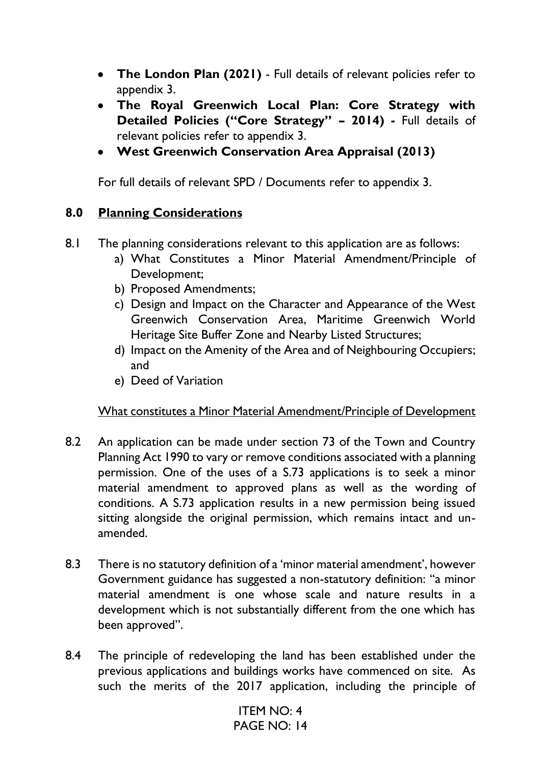- **The London Plan (2021)** - Full details of relevant policies refer to appendix 3.
- **The Royal Greenwich Local Plan: Core Strategy with Detailed Policies ("Core Strategy" – 2014) -** Full details of relevant policies refer to appendix 3.
- **West Greenwich Conservation Area Appraisal (2013)**

For full details of relevant SPD / Documents refer to appendix 3.

## 8.0 Planning Considerations

8.1 The planning considerations relevant to this application are as follows:

a) What Constitutes a Minor Material Amendment/Principle of Development;
b) Proposed Amendments;
c) Design and Impact on the Character and Appearance of the West Greenwich Conservation Area, Maritime Greenwich World Heritage Site Buffer Zone and Nearby Listed Structures;
d) Impact on the Amenity of the Area and of Neighbouring Occupiers; and
e) Deed of Variation

What constitutes a Minor Material Amendment/Principle of Development

8.2 An application can be made under section 73 of the Town and Country Planning Act 1990 to vary or remove conditions associated with a planning permission. One of the uses of a S.73 applications is to seek a minor material amendment to approved plans as well as the wording of conditions. A S.73 application results in a new permission being issued sitting alongside the original permission, which remains intact and un-amended.

8.3 There is no statutory definition of a 'minor material amendment', however Government guidance has suggested a non-statutory definition: "a minor material amendment is one whose scale and nature results in a development which is not substantially different from the one which has been approved".

8.4 The principle of redeveloping the land has been established under the previous applications and buildings works have commenced on site. As such the merits of the 2017 application, including the principle of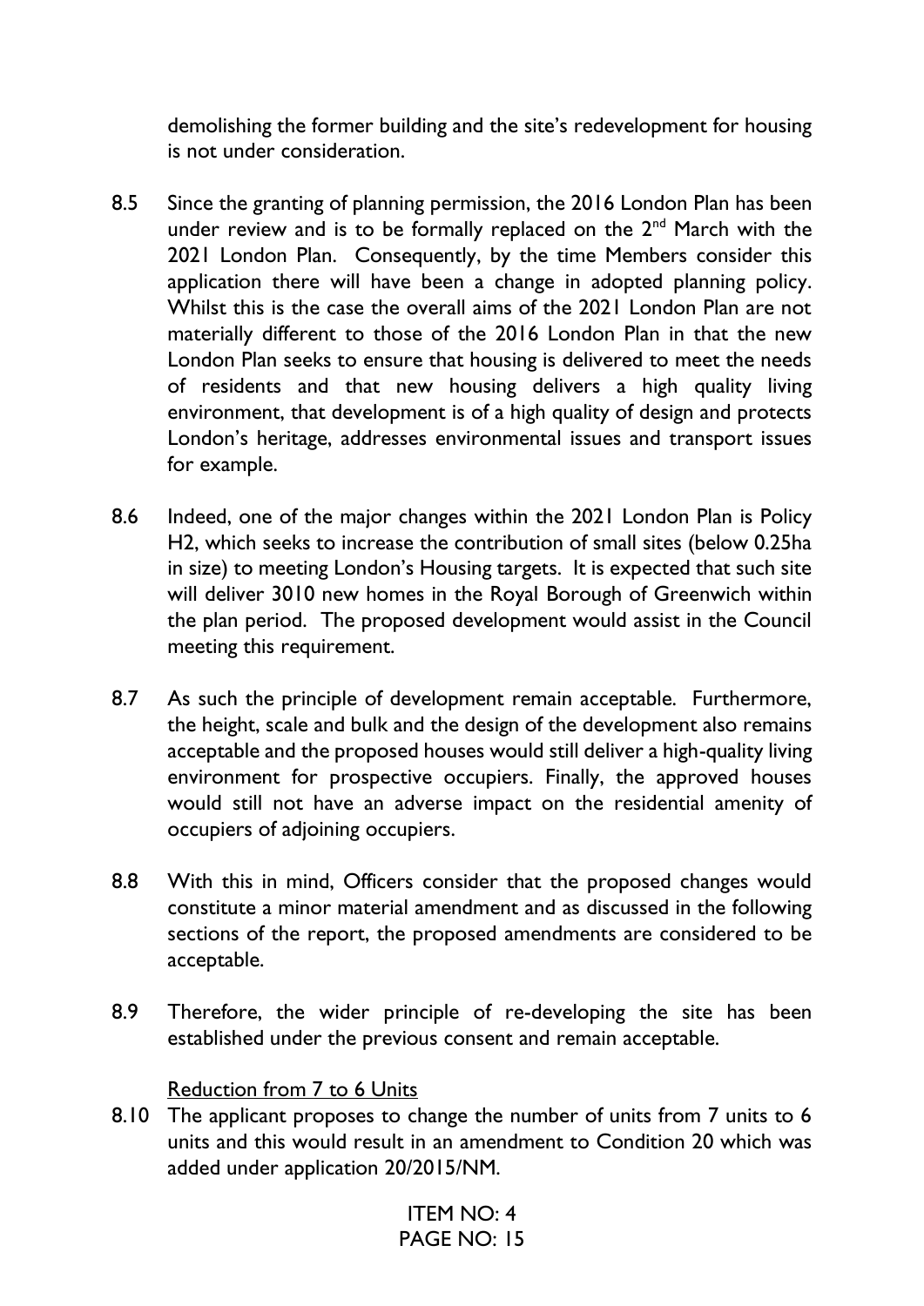demolishing the former building and the site's redevelopment for housing is not under consideration.

8.5 Since the granting of planning permission, the 2016 London Plan has been under review and is to be formally replaced on the 2nd March with the 2021 London Plan. Consequently, by the time Members consider this application there will have been a change in adopted planning policy. Whilst this is the case the overall aims of the 2021 London Plan are not materially different to those of the 2016 London Plan in that the new London Plan seeks to ensure that housing is delivered to meet the needs of residents and that new housing delivers a high quality living environment, that development is of a high quality of design and protects London's heritage, addresses environmental issues and transport issues for example.

8.6 Indeed, one of the major changes within the 2021 London Plan is Policy H2, which seeks to increase the contribution of small sites (below 0.25ha in size) to meeting London's Housing targets. It is expected that such site will deliver 3010 new homes in the Royal Borough of Greenwich within the plan period. The proposed development would assist in the Council meeting this requirement.

8.7 As such the principle of development remain acceptable. Furthermore, the height, scale and bulk and the design of the development also remains acceptable and the proposed houses would still deliver a high-quality living environment for prospective occupiers. Finally, the approved houses would still not have an adverse impact on the residential amenity of occupiers of adjoining occupiers.

8.8 With this in mind, Officers consider that the proposed changes would constitute a minor material amendment and as discussed in the following sections of the report, the proposed amendments are considered to be acceptable.

8.9 Therefore, the wider principle of re-developing the site has been established under the previous consent and remain acceptable.

Reduction from 7 to 6 Units

8.10 The applicant proposes to change the number of units from 7 units to 6 units and this would result in an amendment to Condition 20 which was added under application 20/2015/NM.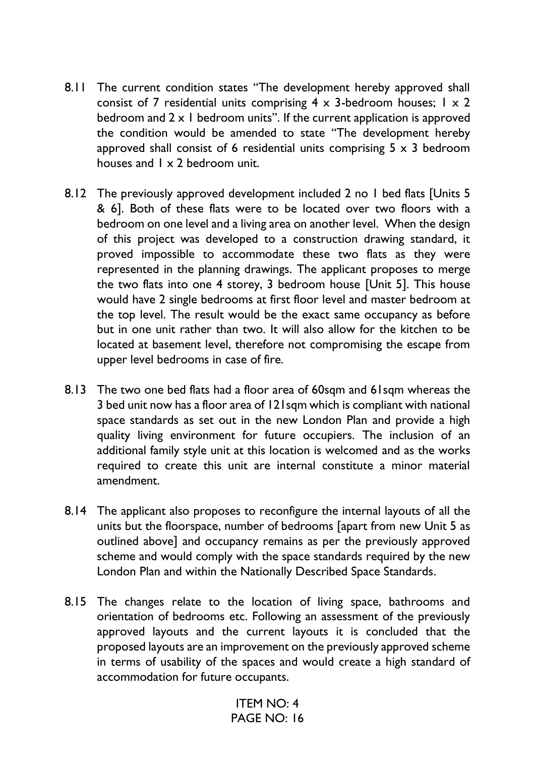8.11 The current condition states "The development hereby approved shall consist of 7 residential units comprising 4 x 3-bedroom houses; 1 x 2 bedroom and 2 x 1 bedroom units". If the current application is approved the condition would be amended to state "The development hereby approved shall consist of 6 residential units comprising 5 x 3 bedroom houses and 1 x 2 bedroom unit.

8.12 The previously approved development included 2 no 1 bed flats [Units 5 & 6]. Both of these flats were to be located over two floors with a bedroom on one level and a living area on another level. When the design of this project was developed to a construction drawing standard, it proved impossible to accommodate these two flats as they were represented in the planning drawings. The applicant proposes to merge the two flats into one 4 storey, 3 bedroom house [Unit 5]. This house would have 2 single bedrooms at first floor level and master bedroom at the top level. The result would be the exact same occupancy as before but in one unit rather than two. It will also allow for the kitchen to be located at basement level, therefore not compromising the escape from upper level bedrooms in case of fire.

8.13 The two one bed flats had a floor area of 60sqm and 61sqm whereas the 3 bed unit now has a floor area of 121sqm which is compliant with national space standards as set out in the new London Plan and provide a high quality living environment for future occupiers. The inclusion of an additional family style unit at this location is welcomed and as the works required to create this unit are internal constitute a minor material amendment.

8.14 The applicant also proposes to reconfigure the internal layouts of all the units but the floorspace, number of bedrooms [apart from new Unit 5 as outlined above] and occupancy remains as per the previously approved scheme and would comply with the space standards required by the new London Plan and within the Nationally Described Space Standards.

8.15 The changes relate to the location of living space, bathrooms and orientation of bedrooms etc. Following an assessment of the previously approved layouts and the current layouts it is concluded that the proposed layouts are an improvement on the previously approved scheme in terms of usability of the spaces and would create a high standard of accommodation for future occupants.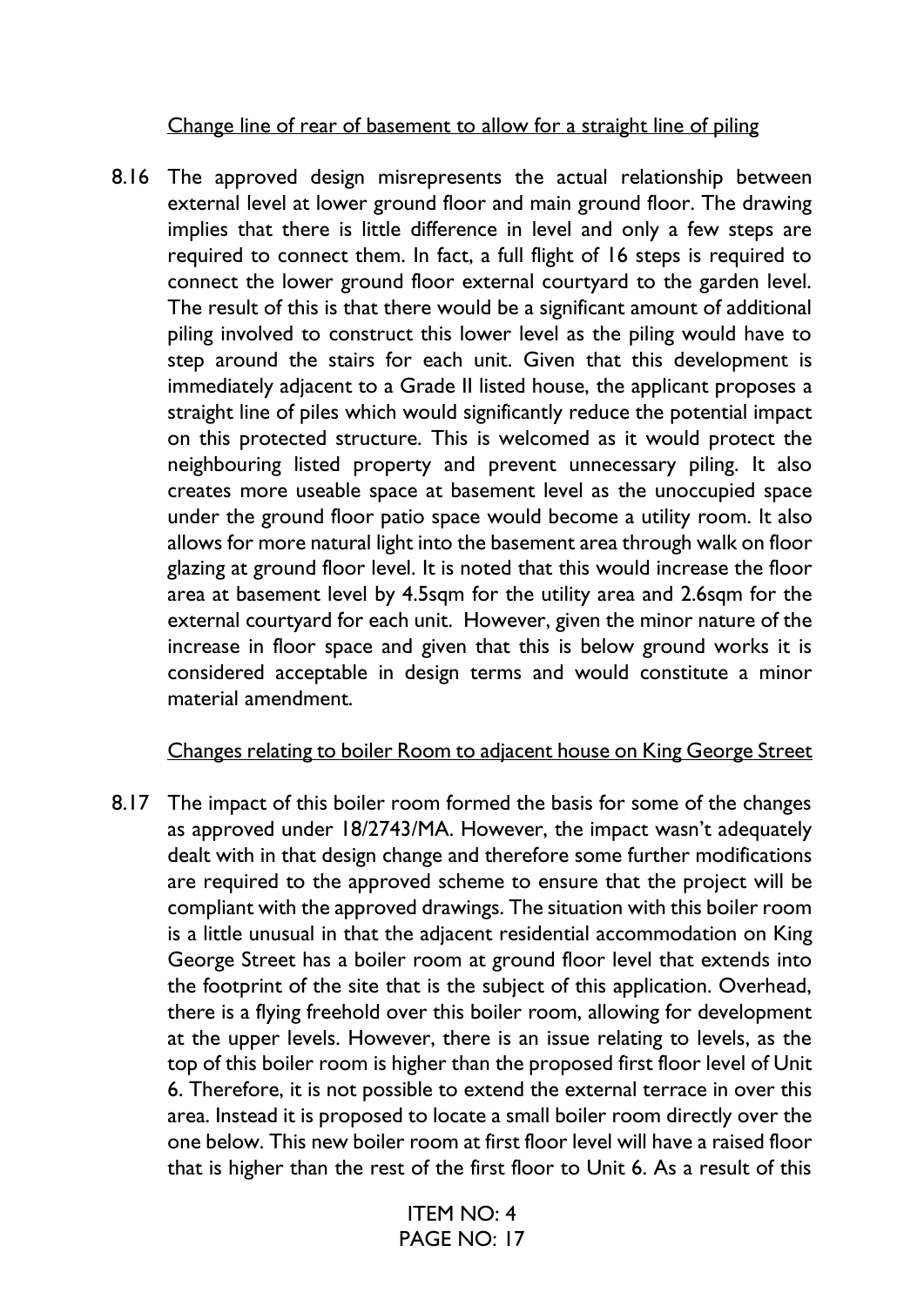<u>Change line of rear of basement to allow for a straight line of piling</u>

8.16 The approved design misrepresents the actual relationship between external level at lower ground floor and main ground floor. The drawing implies that there is little difference in level and only a few steps are required to connect them. In fact, a full flight of 16 steps is required to connect the lower ground floor external courtyard to the garden level. The result of this is that there would be a significant amount of additional piling involved to construct this lower level as the piling would have to step around the stairs for each unit. Given that this development is immediately adjacent to a Grade II listed house, the applicant proposes a straight line of piles which would significantly reduce the potential impact on this protected structure. This is welcomed as it would protect the neighbouring listed property and prevent unnecessary piling. It also creates more useable space at basement level as the unoccupied space under the ground floor patio space would become a utility room. It also allows for more natural light into the basement area through walk on floor glazing at ground floor level. It is noted that this would increase the floor area at basement level by 4.5sqm for the utility area and 2.6sqm for the external courtyard for each unit. However, given the minor nature of the increase in floor space and given that this is below ground works it is considered acceptable in design terms and would constitute a minor material amendment.

<u>Changes relating to boiler Room to adjacent house on King George Street</u>

8.17 The impact of this boiler room formed the basis for some of the changes as approved under 18/2743/MA. However, the impact wasn't adequately dealt with in that design change and therefore some further modifications are required to the approved scheme to ensure that the project will be compliant with the approved drawings. The situation with this boiler room is a little unusual in that the adjacent residential accommodation on King George Street has a boiler room at ground floor level that extends into the footprint of the site that is the subject of this application. Overhead, there is a flying freehold over this boiler room, allowing for development at the upper levels. However, there is an issue relating to levels, as the top of this boiler room is higher than the proposed first floor level of Unit 6. Therefore, it is not possible to extend the external terrace in over this area. Instead it is proposed to locate a small boiler room directly over the one below. This new boiler room at first floor level will have a raised floor that is higher than the rest of the first floor to Unit 6. As a result of this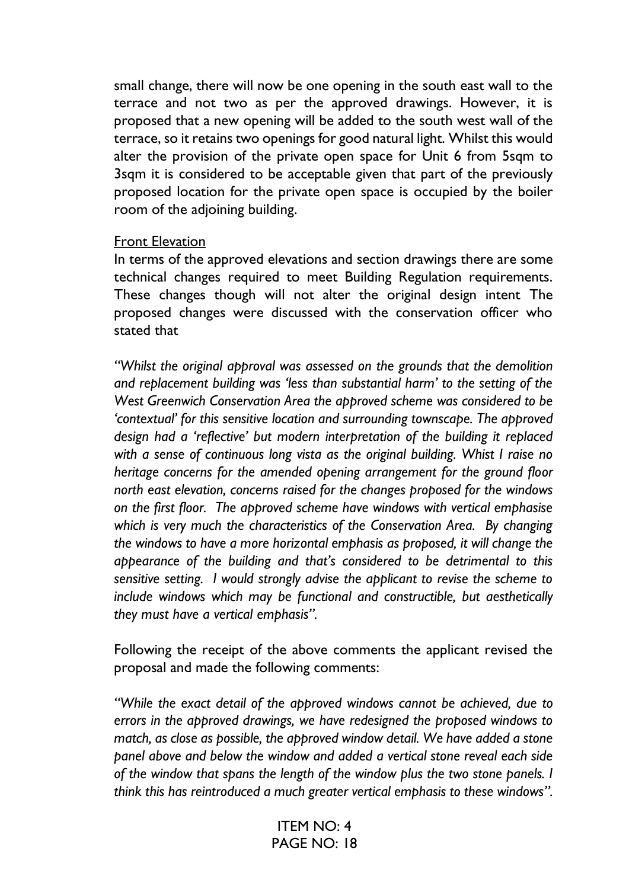small change, there will now be one opening in the south east wall to the terrace and not two as per the approved drawings. However, it is proposed that a new opening will be added to the south west wall of the terrace, so it retains two openings for good natural light. Whilst this would alter the provision of the private open space for Unit 6 from 5sqm to 3sqm it is considered to be acceptable given that part of the previously proposed location for the private open space is occupied by the boiler room of the adjoining building.

Front Elevation

In terms of the approved elevations and section drawings there are some technical changes required to meet Building Regulation requirements. These changes though will not alter the original design intent The proposed changes were discussed with the conservation officer who stated that

*"Whilst the original approval was assessed on the grounds that the demolition and replacement building was 'less than substantial harm' to the setting of the West Greenwich Conservation Area the approved scheme was considered to be 'contextual' for this sensitive location and surrounding townscape. The approved design had a 'reflective' but modern interpretation of the building it replaced with a sense of continuous long vista as the original building. Whist I raise no heritage concerns for the amended opening arrangement for the ground floor north east elevation, concerns raised for the changes proposed for the windows on the first floor. The approved scheme have windows with vertical emphasise which is very much the characteristics of the Conservation Area. By changing the windows to have a more horizontal emphasis as proposed, it will change the appearance of the building and that's considered to be detrimental to this sensitive setting. I would strongly advise the applicant to revise the scheme to include windows which may be functional and constructible, but aesthetically they must have a vertical emphasis".*

Following the receipt of the above comments the applicant revised the proposal and made the following comments:

*"While the exact detail of the approved windows cannot be achieved, due to errors in the approved drawings, we have redesigned the proposed windows to match, as close as possible, the approved window detail. We have added a stone panel above and below the window and added a vertical stone reveal each side of the window that spans the length of the window plus the two stone panels. I think this has reintroduced a much greater vertical emphasis to these windows".*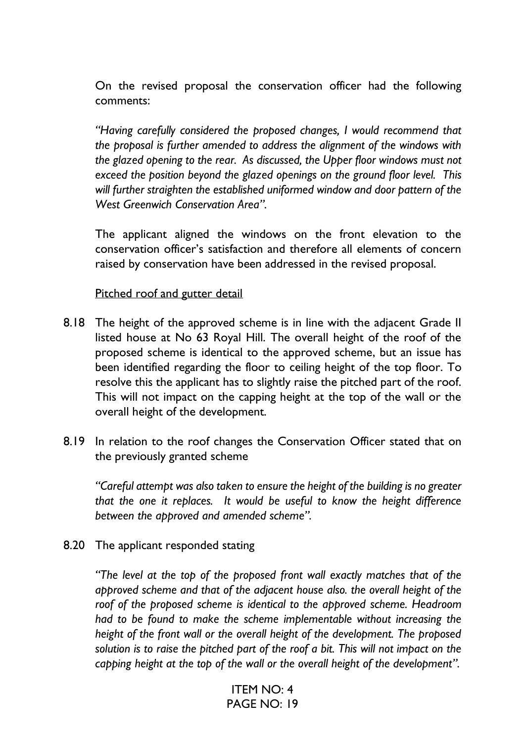On the revised proposal the conservation officer had the following comments:

*"Having carefully considered the proposed changes, I would recommend that the proposal is further amended to address the alignment of the windows with the glazed opening to the rear. As discussed, the Upper floor windows must not exceed the position beyond the glazed openings on the ground floor level. This will further straighten the established uniformed window and door pattern of the West Greenwich Conservation Area".*

The applicant aligned the windows on the front elevation to the conservation officer's satisfaction and therefore all elements of concern raised by conservation have been addressed in the revised proposal.

<u>Pitched roof and gutter detail</u>

8.18 The height of the approved scheme is in line with the adjacent Grade II listed house at No 63 Royal Hill. The overall height of the roof of the proposed scheme is identical to the approved scheme, but an issue has been identified regarding the floor to ceiling height of the top floor. To resolve this the applicant has to slightly raise the pitched part of the roof. This will not impact on the capping height at the top of the wall or the overall height of the development.

8.19 In relation to the roof changes the Conservation Officer stated that on the previously granted scheme

*"Careful attempt was also taken to ensure the height of the building is no greater that the one it replaces. It would be useful to know the height difference between the approved and amended scheme".*

8.20 The applicant responded stating

*"The level at the top of the proposed front wall exactly matches that of the approved scheme and that of the adjacent house also. the overall height of the roof of the proposed scheme is identical to the approved scheme. Headroom had to be found to make the scheme implementable without increasing the height of the front wall or the overall height of the development. The proposed solution is to raise the pitched part of the roof a bit. This will not impact on the capping height at the top of the wall or the overall height of the development".*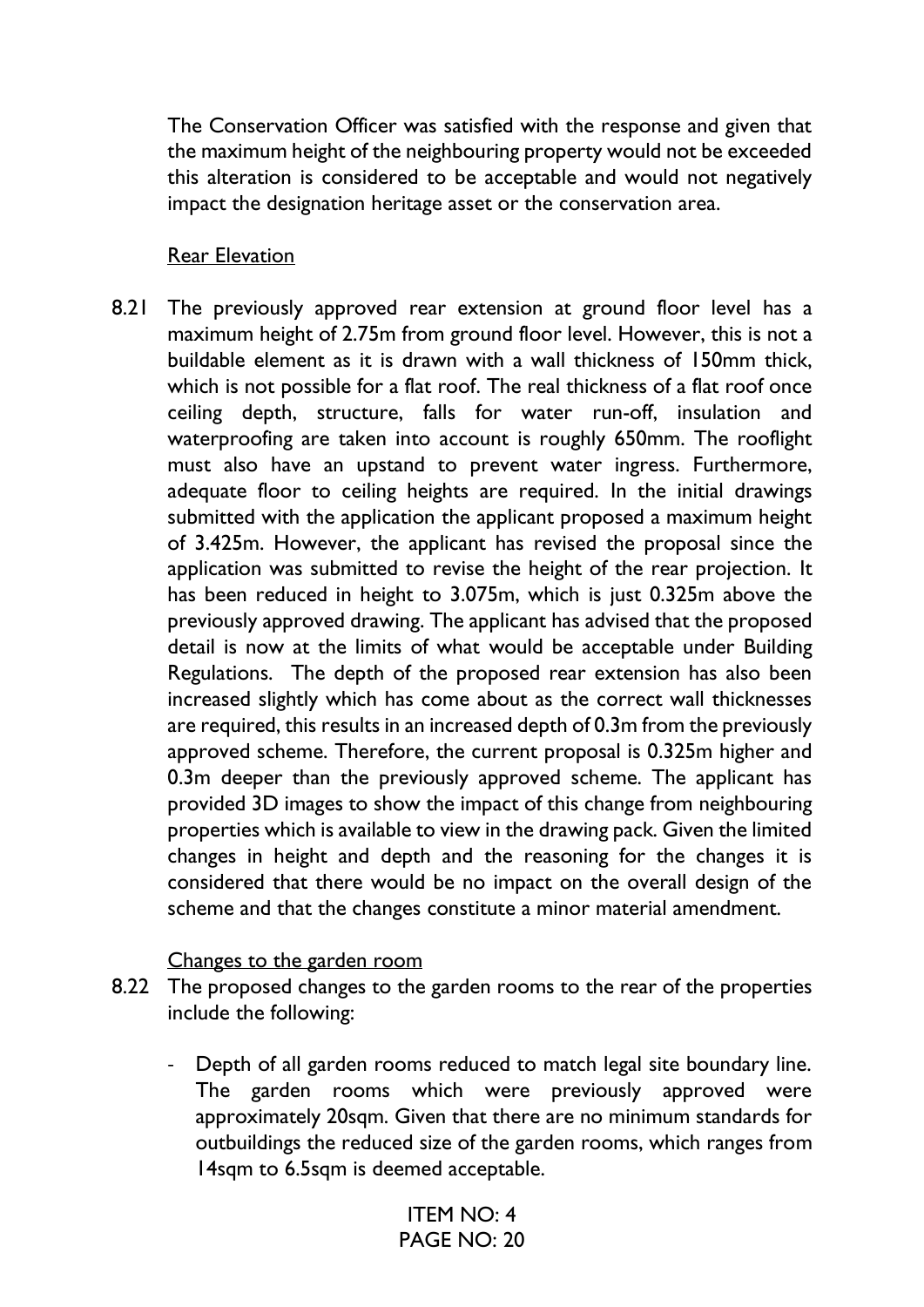The Conservation Officer was satisfied with the response and given that the maximum height of the neighbouring property would not be exceeded this alteration is considered to be acceptable and would not negatively impact the designation heritage asset or the conservation area.

Rear Elevation

8.21 The previously approved rear extension at ground floor level has a maximum height of 2.75m from ground floor level. However, this is not a buildable element as it is drawn with a wall thickness of 150mm thick, which is not possible for a flat roof. The real thickness of a flat roof once ceiling depth, structure, falls for water run-off, insulation and waterproofing are taken into account is roughly 650mm. The rooflight must also have an upstand to prevent water ingress. Furthermore, adequate floor to ceiling heights are required. In the initial drawings submitted with the application the applicant proposed a maximum height of 3.425m. However, the applicant has revised the proposal since the application was submitted to revise the height of the rear projection. It has been reduced in height to 3.075m, which is just 0.325m above the previously approved drawing. The applicant has advised that the proposed detail is now at the limits of what would be acceptable under Building Regulations. The depth of the proposed rear extension has also been increased slightly which has come about as the correct wall thicknesses are required, this results in an increased depth of 0.3m from the previously approved scheme. Therefore, the current proposal is 0.325m higher and 0.3m deeper than the previously approved scheme. The applicant has provided 3D images to show the impact of this change from neighbouring properties which is available to view in the drawing pack. Given the limited changes in height and depth and the reasoning for the changes it is considered that there would be no impact on the overall design of the scheme and that the changes constitute a minor material amendment.

Changes to the garden room

8.22 The proposed changes to the garden rooms to the rear of the properties include the following:

- Depth of all garden rooms reduced to match legal site boundary line. The garden rooms which were previously approved were approximately 20sqm. Given that there are no minimum standards for outbuildings the reduced size of the garden rooms, which ranges from 14sqm to 6.5sqm is deemed acceptable.

ITEM NO: 4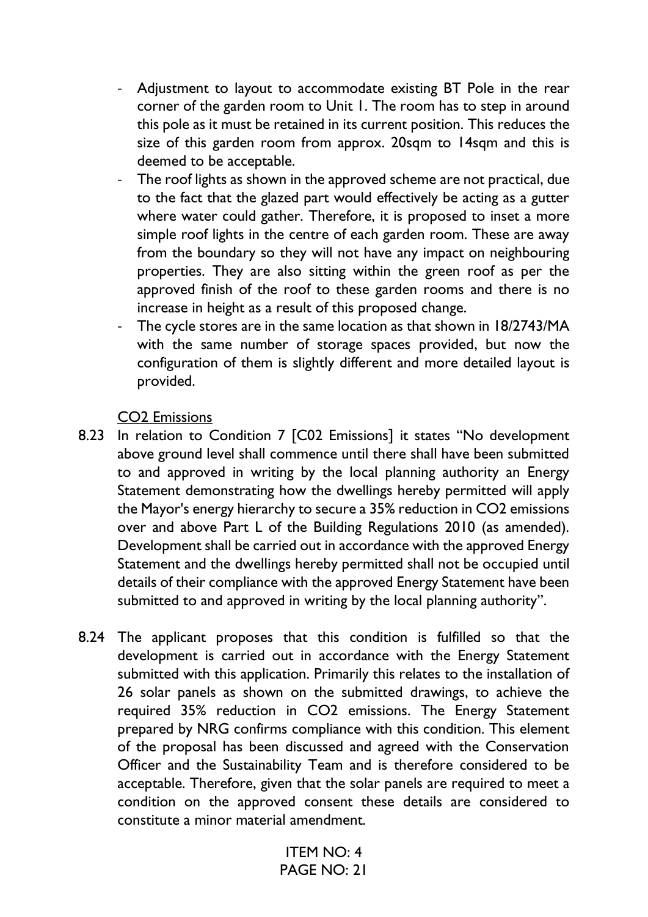- Adjustment to layout to accommodate existing BT Pole in the rear corner of the garden room to Unit 1. The room has to step in around this pole as it must be retained in its current position. This reduces the size of this garden room from approx. 20sqm to 14sqm and this is deemed to be acceptable.
- The roof lights as shown in the approved scheme are not practical, due to the fact that the glazed part would effectively be acting as a gutter where water could gather. Therefore, it is proposed to inset a more simple roof lights in the centre of each garden room. These are away from the boundary so they will not have any impact on neighbouring properties. They are also sitting within the green roof as per the approved finish of the roof to these garden rooms and there is no increase in height as a result of this proposed change.
- The cycle stores are in the same location as that shown in 18/2743/MA with the same number of storage spaces provided, but now the configuration of them is slightly different and more detailed layout is provided.

<u>CO2 Emissions</u>

8.23 In relation to Condition 7 [C02 Emissions] it states "No development above ground level shall commence until there shall have been submitted to and approved in writing by the local planning authority an Energy Statement demonstrating how the dwellings hereby permitted will apply the Mayor's energy hierarchy to secure a 35% reduction in $CO_2$ emissions over and above Part L of the Building Regulations 2010 (as amended). Development shall be carried out in accordance with the approved Energy Statement and the dwellings hereby permitted shall not be occupied until details of their compliance with the approved Energy Statement have been submitted to and approved in writing by the local planning authority".

8.24 The applicant proposes that this condition is fulfilled so that the development is carried out in accordance with the Energy Statement submitted with this application. Primarily this relates to the installation of 26 solar panels as shown on the submitted drawings, to achieve the required 35% reduction in $CO_2$ emissions. The Energy Statement prepared by NRG confirms compliance with this condition. This element of the proposal has been discussed and agreed with the Conservation Officer and the Sustainability Team and is therefore considered to be acceptable. Therefore, given that the solar panels are required to meet a condition on the approved consent these details are considered to constitute a minor material amendment.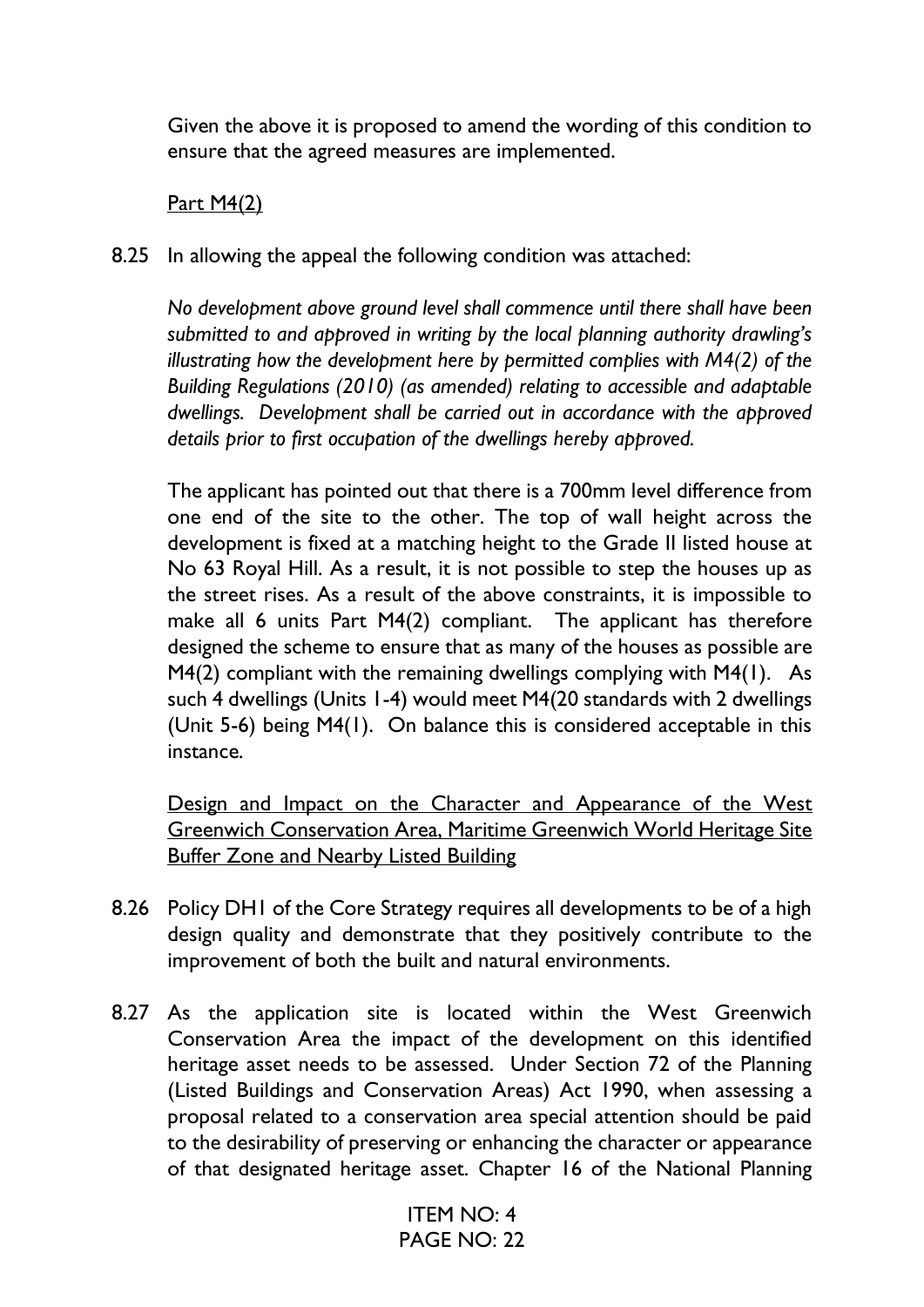Given the above it is proposed to amend the wording of this condition to ensure that the agreed measures are implemented.

Part M4(2)

8.25 In allowing the appeal the following condition was attached:

*No development above ground level shall commence until there shall have been submitted to and approved in writing by the local planning authority drawling's illustrating how the development here by permitted complies with M4(2) of the Building Regulations (2010) (as amended) relating to accessible and adaptable dwellings. Development shall be carried out in accordance with the approved details prior to first occupation of the dwellings hereby approved.*

The applicant has pointed out that there is a 700mm level difference from one end of the site to the other. The top of wall height across the development is fixed at a matching height to the Grade II listed house at No 63 Royal Hill. As a result, it is not possible to step the houses up as the street rises. As a result of the above constraints, it is impossible to make all 6 units Part M4(2) compliant. The applicant has therefore designed the scheme to ensure that as many of the houses as possible are M4(2) compliant with the remaining dwellings complying with M4(1). As such 4 dwellings (Units 1-4) would meet M4(20 standards with 2 dwellings (Unit 5-6) being M4(1). On balance this is considered acceptable in this instance.

Design and Impact on the Character and Appearance of the West Greenwich Conservation Area, Maritime Greenwich World Heritage Site Buffer Zone and Nearby Listed Building

8.26 Policy DH1 of the Core Strategy requires all developments to be of a high design quality and demonstrate that they positively contribute to the improvement of both the built and natural environments.

8.27 As the application site is located within the West Greenwich Conservation Area the impact of the development on this identified heritage asset needs to be assessed. Under Section 72 of the Planning (Listed Buildings and Conservation Areas) Act 1990, when assessing a proposal related to a conservation area special attention should be paid to the desirability of preserving or enhancing the character or appearance of that designated heritage asset. Chapter 16 of the National Planning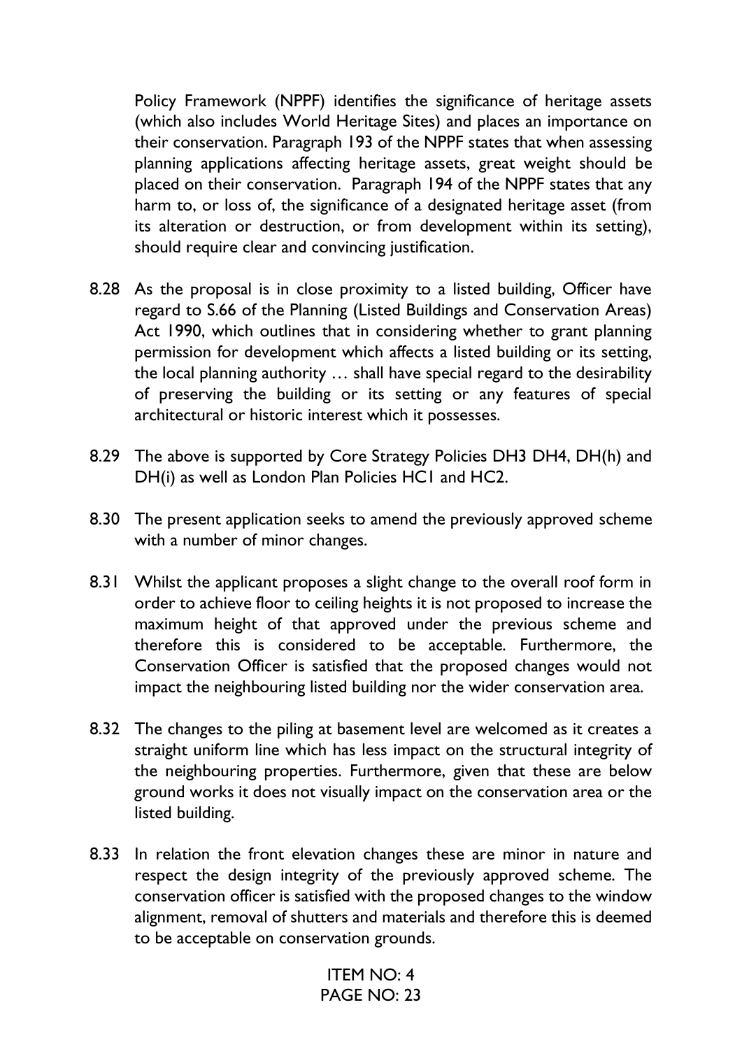Policy Framework (NPPF) identifies the significance of heritage assets (which also includes World Heritage Sites) and places an importance on their conservation. Paragraph 193 of the NPPF states that when assessing planning applications affecting heritage assets, great weight should be placed on their conservation. Paragraph 194 of the NPPF states that any harm to, or loss of, the significance of a designated heritage asset (from its alteration or destruction, or from development within its setting), should require clear and convincing justification.

8.28 As the proposal is in close proximity to a listed building, Officer have regard to S.66 of the Planning (Listed Buildings and Conservation Areas) Act 1990, which outlines that in considering whether to grant planning permission for development which affects a listed building or its setting, the local planning authority … shall have special regard to the desirability of preserving the building or its setting or any features of special architectural or historic interest which it possesses.

8.29 The above is supported by Core Strategy Policies DH3 DH4, DH(h) and DH(i) as well as London Plan Policies HC1 and HC2.

8.30 The present application seeks to amend the previously approved scheme with a number of minor changes.

8.31 Whilst the applicant proposes a slight change to the overall roof form in order to achieve floor to ceiling heights it is not proposed to increase the maximum height of that approved under the previous scheme and therefore this is considered to be acceptable. Furthermore, the Conservation Officer is satisfied that the proposed changes would not impact the neighbouring listed building nor the wider conservation area.

8.32 The changes to the piling at basement level are welcomed as it creates a straight uniform line which has less impact on the structural integrity of the neighbouring properties. Furthermore, given that these are below ground works it does not visually impact on the conservation area or the listed building.

8.33 In relation the front elevation changes these are minor in nature and respect the design integrity of the previously approved scheme. The conservation officer is satisfied with the proposed changes to the window alignment, removal of shutters and materials and therefore this is deemed to be acceptable on conservation grounds.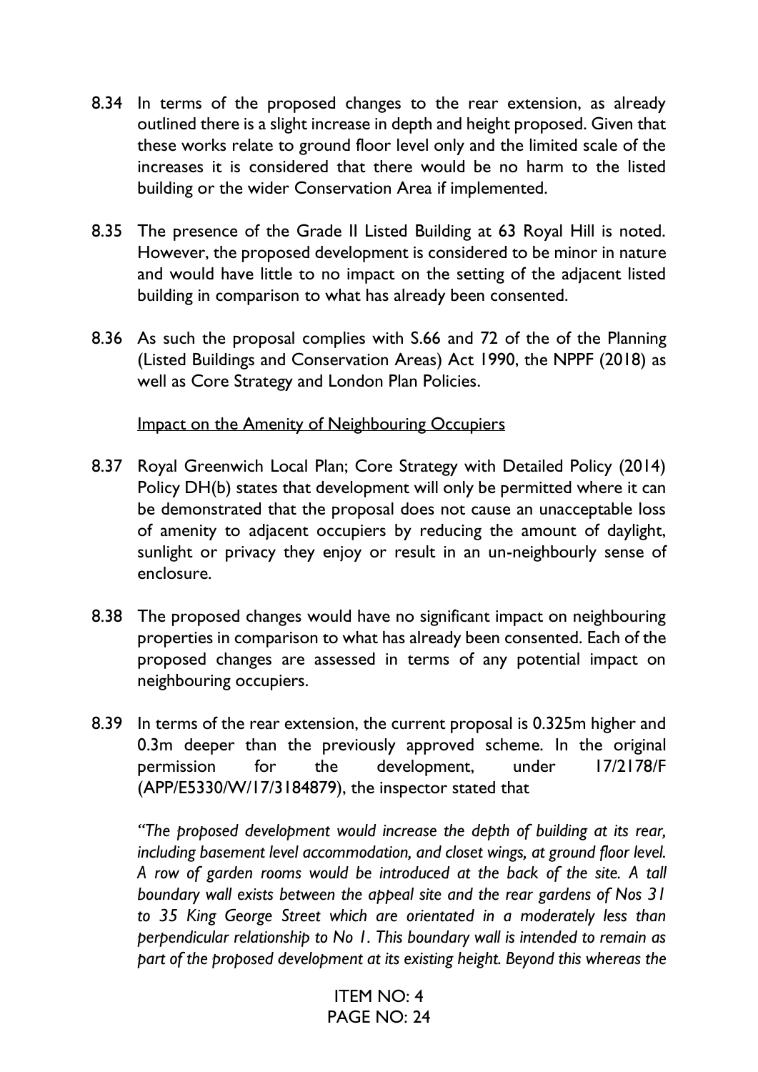8.34 In terms of the proposed changes to the rear extension, as already outlined there is a slight increase in depth and height proposed. Given that these works relate to ground floor level only and the limited scale of the increases it is considered that there would be no harm to the listed building or the wider Conservation Area if implemented.

8.35 The presence of the Grade II Listed Building at 63 Royal Hill is noted. However, the proposed development is considered to be minor in nature and would have little to no impact on the setting of the adjacent listed building in comparison to what has already been consented.

8.36 As such the proposal complies with S.66 and 72 of the of the Planning (Listed Buildings and Conservation Areas) Act 1990, the NPPF (2018) as well as Core Strategy and London Plan Policies.

<u>Impact on the Amenity of Neighbouring Occupiers</u>

8.37 Royal Greenwich Local Plan; Core Strategy with Detailed Policy (2014) Policy DH(b) states that development will only be permitted where it can be demonstrated that the proposal does not cause an unacceptable loss of amenity to adjacent occupiers by reducing the amount of daylight, sunlight or privacy they enjoy or result in an un-neighbourly sense of enclosure.

8.38 The proposed changes would have no significant impact on neighbouring properties in comparison to what has already been consented. Each of the proposed changes are assessed in terms of any potential impact on neighbouring occupiers.

8.39 In terms of the rear extension, the current proposal is 0.325m higher and 0.3m deeper than the previously approved scheme. In the original permission for the development, under 17/2178/F (APP/E5330/W/17/3184879), the inspector stated that

*"The proposed development would increase the depth of building at its rear, including basement level accommodation, and closet wings, at ground floor level. A row of garden rooms would be introduced at the back of the site. A tall boundary wall exists between the appeal site and the rear gardens of Nos 31 to 35 King George Street which are orientated in a moderately less than perpendicular relationship to No 1. This boundary wall is intended to remain as part of the proposed development at its existing height. Beyond this whereas the*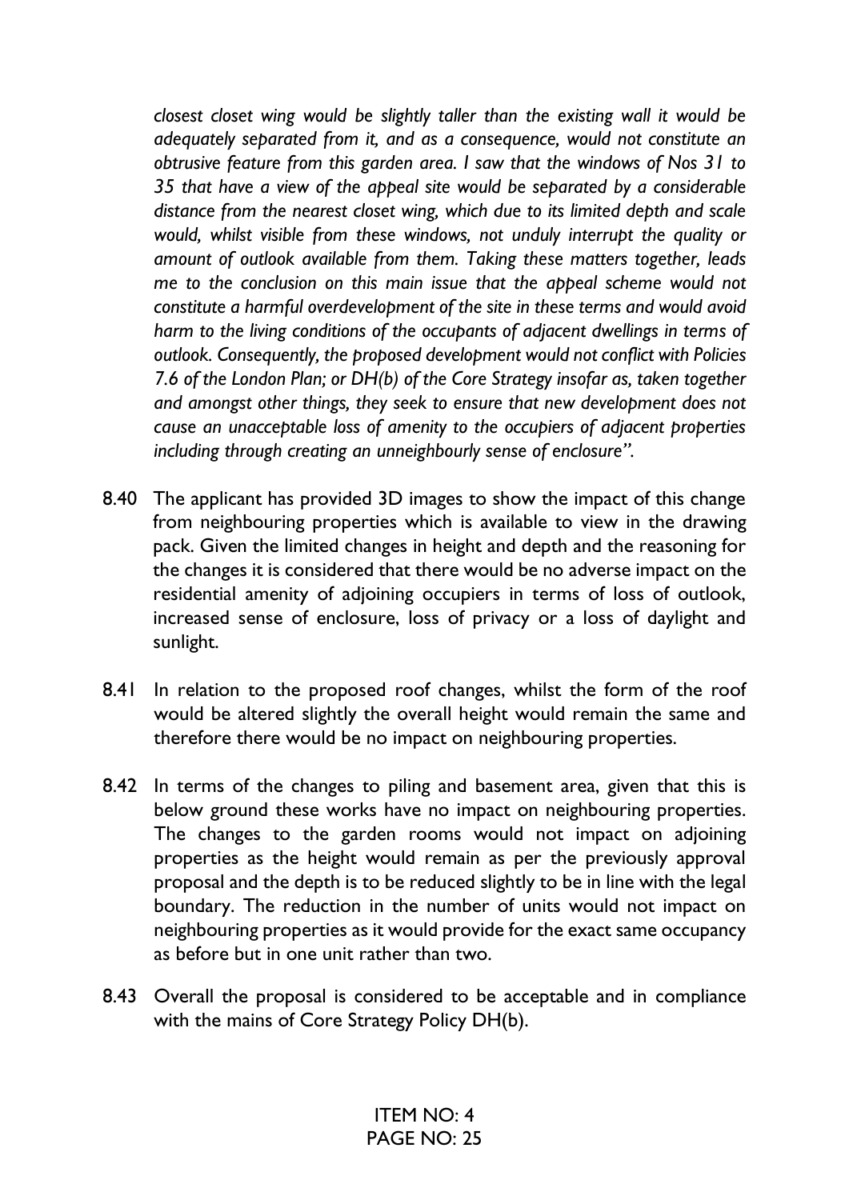*closest closet wing would be slightly taller than the existing wall it would be adequately separated from it, and as a consequence, would not constitute an obtrusive feature from this garden area. I saw that the windows of Nos 31 to 35 that have a view of the appeal site would be separated by a considerable distance from the nearest closet wing, which due to its limited depth and scale would, whilst visible from these windows, not unduly interrupt the quality or amount of outlook available from them. Taking these matters together, leads me to the conclusion on this main issue that the appeal scheme would not constitute a harmful overdevelopment of the site in these terms and would avoid harm to the living conditions of the occupants of adjacent dwellings in terms of outlook. Consequently, the proposed development would not conflict with Policies 7.6 of the London Plan; or DH(b) of the Core Strategy insofar as, taken together and amongst other things, they seek to ensure that new development does not cause an unacceptable loss of amenity to the occupiers of adjacent properties including through creating an unneighbourly sense of enclosure".*

8.40 The applicant has provided 3D images to show the impact of this change from neighbouring properties which is available to view in the drawing pack. Given the limited changes in height and depth and the reasoning for the changes it is considered that there would be no adverse impact on the residential amenity of adjoining occupiers in terms of loss of outlook, increased sense of enclosure, loss of privacy or a loss of daylight and sunlight.

8.41 In relation to the proposed roof changes, whilst the form of the roof would be altered slightly the overall height would remain the same and therefore there would be no impact on neighbouring properties.

8.42 In terms of the changes to piling and basement area, given that this is below ground these works have no impact on neighbouring properties. The changes to the garden rooms would not impact on adjoining properties as the height would remain as per the previously approval proposal and the depth is to be reduced slightly to be in line with the legal boundary. The reduction in the number of units would not impact on neighbouring properties as it would provide for the exact same occupancy as before but in one unit rather than two.

8.43 Overall the proposal is considered to be acceptable and in compliance with the mains of Core Strategy Policy DH(b).

ITEM NO: 4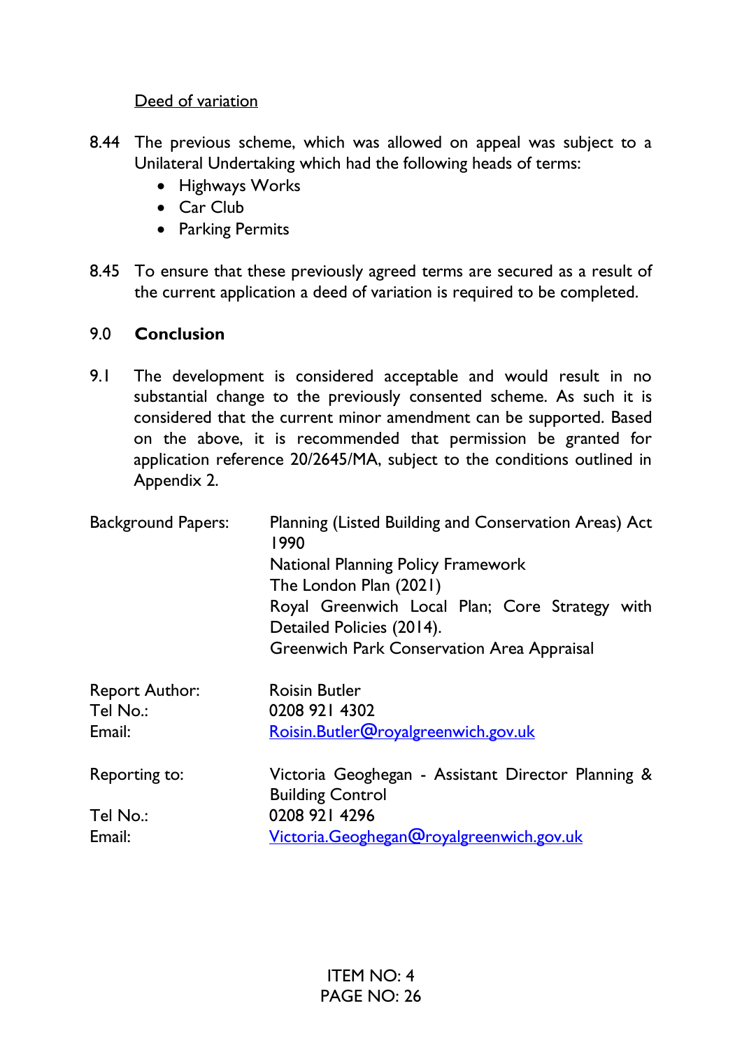Deed of variation

8.44 The previous scheme, which was allowed on appeal was subject to a Unilateral Undertaking which had the following heads of terms:

- Highways Works
- Car Club
- Parking Permits

8.45 To ensure that these previously agreed terms are secured as a result of the current application a deed of variation is required to be completed.

## 9.0 Conclusion

9.1 The development is considered acceptable and would result in no substantial change to the previously consented scheme. As such it is considered that the current minor amendment can be supported. Based on the above, it is recommended that permission be granted for application reference 20/2645/MA, subject to the conditions outlined in Appendix 2.

| | |
|---|---|
| Background Papers: | Planning (Listed Building and Conservation Areas) Act 1990<br>National Planning Policy Framework<br>The London Plan (2021)<br>Royal Greenwich Local Plan; Core Strategy with Detailed Policies (2014).<br>Greenwich Park Conservation Area Appraisal |
| Report Author: | Roisin Butler |
| Tel No.: | 0208 921 4302 |
| Email: | Roisin.Butler@royalgreenwich.gov.uk |
| Reporting to: | Victoria Geoghegan - Assistant Director Planning & Building Control |
| Tel No.: | 0208 921 4296 |
| Email: | Victoria.Geoghegan@royalgreenwich.gov.uk |

ITEM NO: 4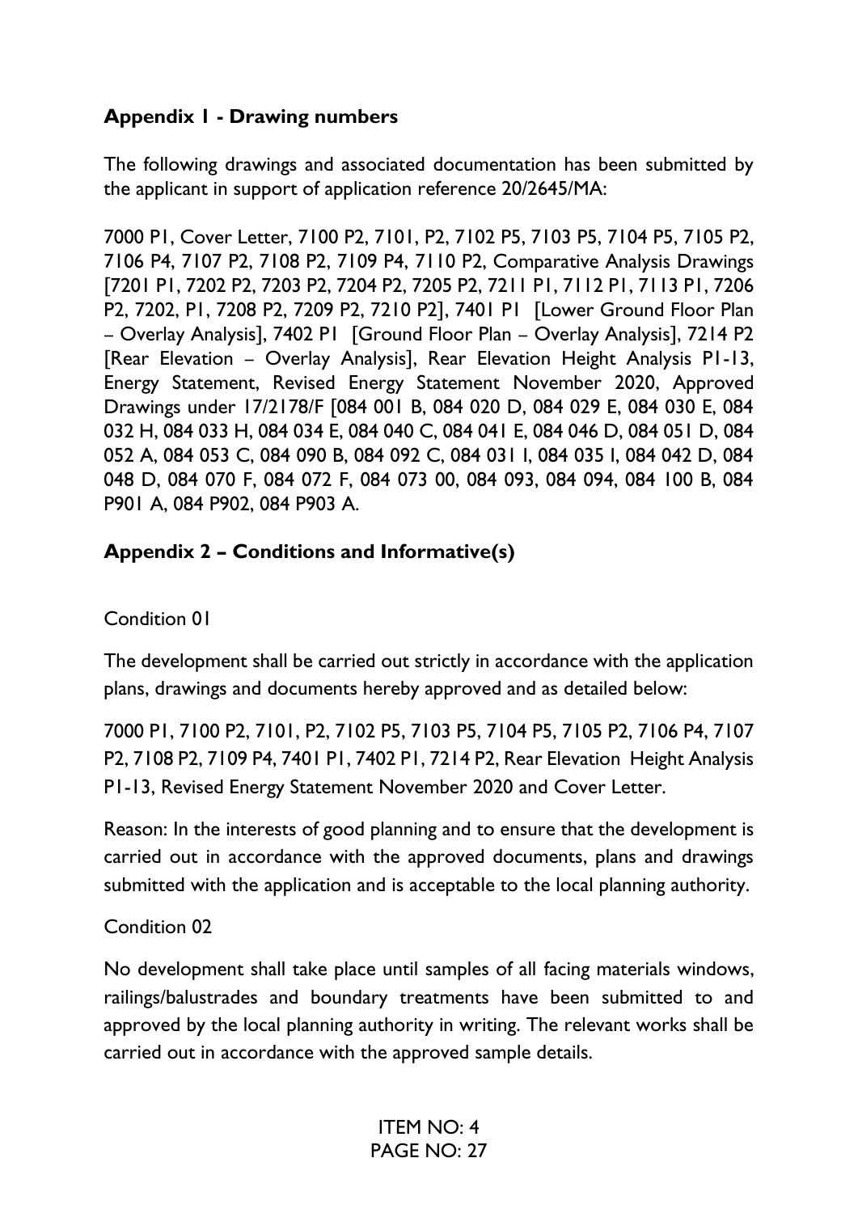**Appendix 1 - Drawing numbers**

The following drawings and associated documentation has been submitted by the applicant in support of application reference 20/2645/MA:

7000 P1, Cover Letter, 7100 P2, 7101, P2, 7102 P5, 7103 P5, 7104 P5, 7105 P2, 7106 P4, 7107 P2, 7108 P2, 7109 P4, 7110 P2, Comparative Analysis Drawings [7201 P1, 7202 P2, 7203 P2, 7204 P2, 7205 P2, 7211 P1, 7112 P1, 7113 P1, 7206 P2, 7202, P1, 7208 P2, 7209 P2, 7210 P2], 7401 P1 [Lower Ground Floor Plan – Overlay Analysis], 7402 P1 [Ground Floor Plan – Overlay Analysis], 7214 P2 [Rear Elevation – Overlay Analysis], Rear Elevation Height Analysis P1-13, Energy Statement, Revised Energy Statement November 2020, Approved Drawings under 17/2178/F [084 001 B, 084 020 D, 084 029 E, 084 030 E, 084 032 H, 084 033 H, 084 034 E, 084 040 C, 084 041 E, 084 046 D, 084 051 D, 084 052 A, 084 053 C, 084 090 B, 084 092 C, 084 031 I, 084 035 I, 084 042 D, 084 048 D, 084 070 F, 084 072 F, 084 073 00, 084 093, 084 094, 084 100 B, 084 P901 A, 084 P902, 084 P903 A.

**Appendix 2 – Conditions and Informative(s)**

Condition 01

The development shall be carried out strictly in accordance with the application plans, drawings and documents hereby approved and as detailed below:

7000 P1, 7100 P2, 7101, P2, 7102 P5, 7103 P5, 7104 P5, 7105 P2, 7106 P4, 7107 P2, 7108 P2, 7109 P4, 7401 P1, 7402 P1, 7214 P2, Rear Elevation Height Analysis P1-13, Revised Energy Statement November 2020 and Cover Letter.

Reason: In the interests of good planning and to ensure that the development is carried out in accordance with the approved documents, plans and drawings submitted with the application and is acceptable to the local planning authority.

Condition 02

No development shall take place until samples of all facing materials windows, railings/balustrades and boundary treatments have been submitted to and approved by the local planning authority in writing. The relevant works shall be carried out in accordance with the approved sample details.

ITEM NO: 4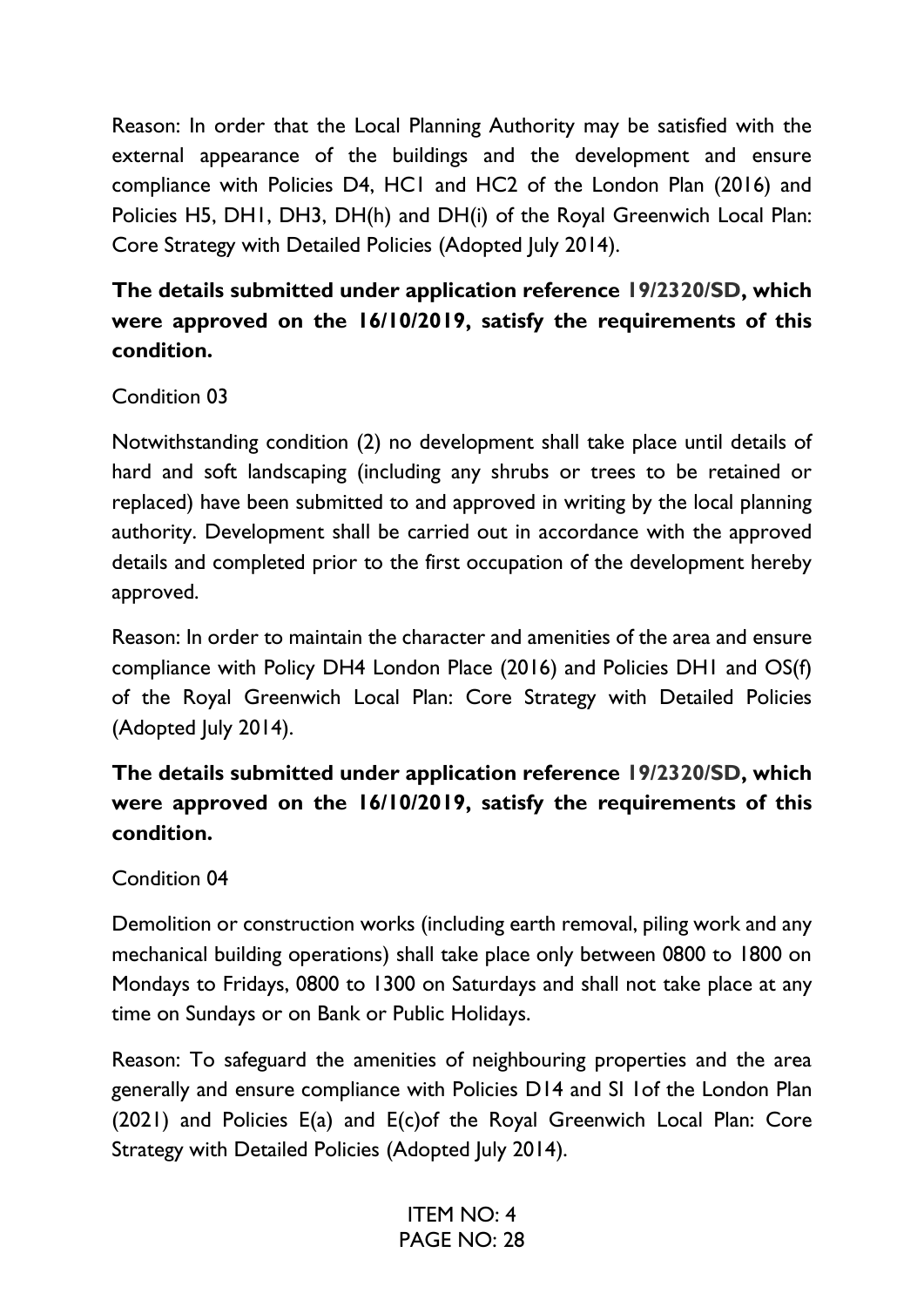Reason: In order that the Local Planning Authority may be satisfied with the external appearance of the buildings and the development and ensure compliance with Policies D4, HC1 and HC2 of the London Plan (2016) and Policies H5, DH1, DH3, DH(h) and DH(i) of the Royal Greenwich Local Plan: Core Strategy with Detailed Policies (Adopted July 2014).

**The details submitted under application reference 19/2320/SD, which were approved on the 16/10/2019, satisfy the requirements of this condition.**

Condition 03

Notwithstanding condition (2) no development shall take place until details of hard and soft landscaping (including any shrubs or trees to be retained or replaced) have been submitted to and approved in writing by the local planning authority. Development shall be carried out in accordance with the approved details and completed prior to the first occupation of the development hereby approved.

Reason: In order to maintain the character and amenities of the area and ensure compliance with Policy DH4 London Place (2016) and Policies DH1 and OS(f) of the Royal Greenwich Local Plan: Core Strategy with Detailed Policies (Adopted July 2014).

**The details submitted under application reference 19/2320/SD, which were approved on the 16/10/2019, satisfy the requirements of this condition.**

Condition 04

Demolition or construction works (including earth removal, piling work and any mechanical building operations) shall take place only between 0800 to 1800 on Mondays to Fridays, 0800 to 1300 on Saturdays and shall not take place at any time on Sundays or on Bank or Public Holidays.

Reason: To safeguard the amenities of neighbouring properties and the area generally and ensure compliance with Policies D14 and SI 1of the London Plan (2021) and Policies E(a) and E(c)of the Royal Greenwich Local Plan: Core Strategy with Detailed Policies (Adopted July 2014).

ITEM NO: 4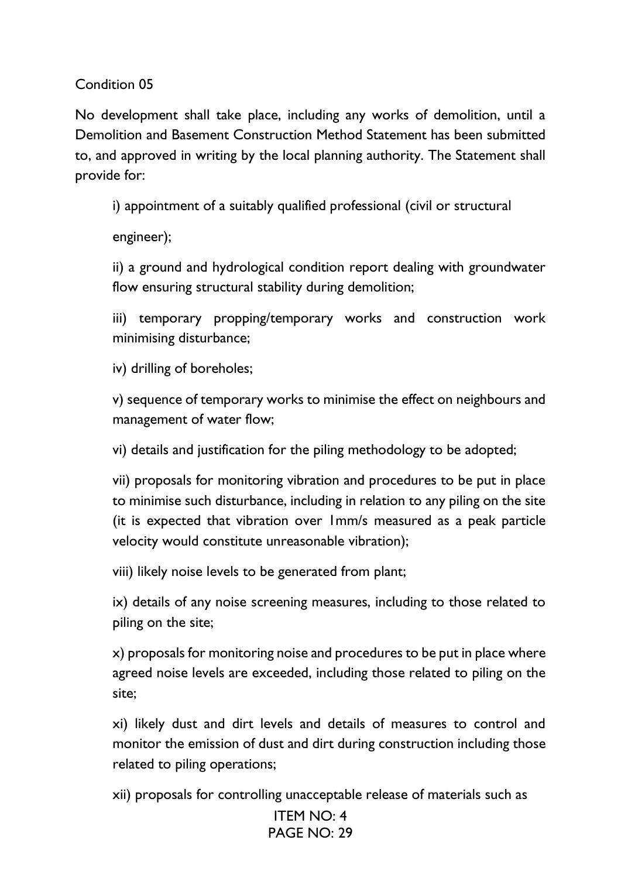Condition 05

No development shall take place, including any works of demolition, until a Demolition and Basement Construction Method Statement has been submitted to, and approved in writing by the local planning authority. The Statement shall provide for:

i) appointment of a suitably qualified professional (civil or structural engineer);

ii) a ground and hydrological condition report dealing with groundwater flow ensuring structural stability during demolition;

iii) temporary propping/temporary works and construction work minimising disturbance;

iv) drilling of boreholes;

v) sequence of temporary works to minimise the effect on neighbours and management of water flow;

vi) details and justification for the piling methodology to be adopted;

vii) proposals for monitoring vibration and procedures to be put in place to minimise such disturbance, including in relation to any piling on the site (it is expected that vibration over 1mm/s measured as a peak particle velocity would constitute unreasonable vibration);

viii) likely noise levels to be generated from plant;

ix) details of any noise screening measures, including to those related to piling on the site;

x) proposals for monitoring noise and procedures to be put in place where agreed noise levels are exceeded, including those related to piling on the site;

xi) likely dust and dirt levels and details of measures to control and monitor the emission of dust and dirt during construction including those related to piling operations;

xii) proposals for controlling unacceptable release of materials such as

ITEM NO: 4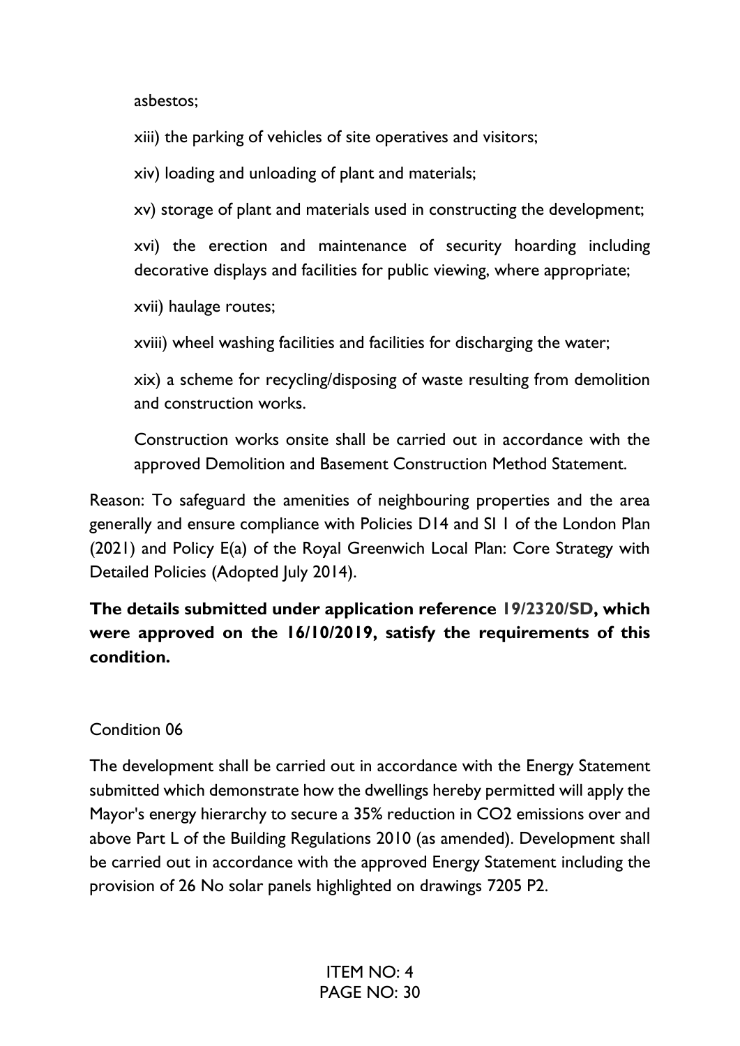asbestos;

xiii) the parking of vehicles of site operatives and visitors;

xiv) loading and unloading of plant and materials;

xv) storage of plant and materials used in constructing the development;

xvi) the erection and maintenance of security hoarding including decorative displays and facilities for public viewing, where appropriate;

xvii) haulage routes;

xviii) wheel washing facilities and facilities for discharging the water;

xix) a scheme for recycling/disposing of waste resulting from demolition and construction works.

Construction works onsite shall be carried out in accordance with the approved Demolition and Basement Construction Method Statement.

Reason: To safeguard the amenities of neighbouring properties and the area generally and ensure compliance with Policies D14 and SI 1 of the London Plan (2021) and Policy E(a) of the Royal Greenwich Local Plan: Core Strategy with Detailed Policies (Adopted July 2014).

**The details submitted under application reference 19/2320/SD, which were approved on the 16/10/2019, satisfy the requirements of this condition.**

Condition 06

The development shall be carried out in accordance with the Energy Statement submitted which demonstrate how the dwellings hereby permitted will apply the Mayor's energy hierarchy to secure a 35% reduction in $CO_2$ emissions over and above Part L of the Building Regulations 2010 (as amended). Development shall be carried out in accordance with the approved Energy Statement including the provision of 26 No solar panels highlighted on drawings 7205 P2.

ITEM NO: 4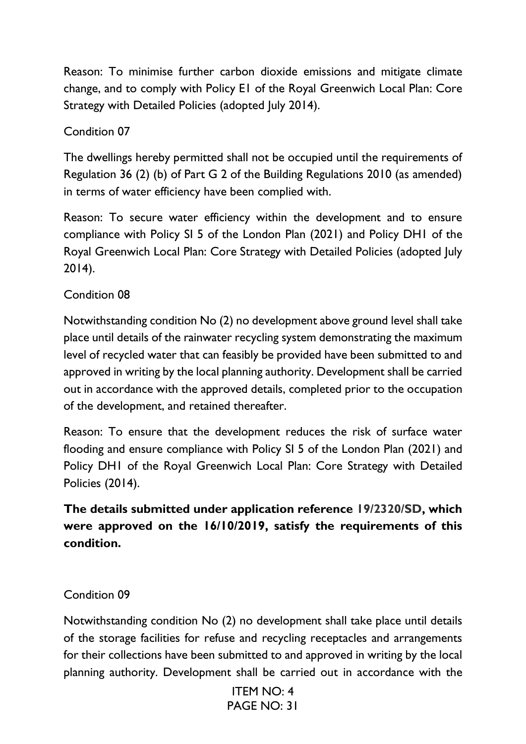Reason: To minimise further carbon dioxide emissions and mitigate climate change, and to comply with Policy E1 of the Royal Greenwich Local Plan: Core Strategy with Detailed Policies (adopted July 2014).

Condition 07

The dwellings hereby permitted shall not be occupied until the requirements of Regulation 36 (2) (b) of Part G 2 of the Building Regulations 2010 (as amended) in terms of water efficiency have been complied with.

Reason: To secure water efficiency within the development and to ensure compliance with Policy SI 5 of the London Plan (2021) and Policy DH1 of the Royal Greenwich Local Plan: Core Strategy with Detailed Policies (adopted July 2014).

Condition 08

Notwithstanding condition No (2) no development above ground level shall take place until details of the rainwater recycling system demonstrating the maximum level of recycled water that can feasibly be provided have been submitted to and approved in writing by the local planning authority. Development shall be carried out in accordance with the approved details, completed prior to the occupation of the development, and retained thereafter.

Reason: To ensure that the development reduces the risk of surface water flooding and ensure compliance with Policy SI 5 of the London Plan (2021) and Policy DH1 of the Royal Greenwich Local Plan: Core Strategy with Detailed Policies (2014).

**The details submitted under application reference 19/2320/SD, which were approved on the 16/10/2019, satisfy the requirements of this condition.**

Condition 09

Notwithstanding condition No (2) no development shall take place until details of the storage facilities for refuse and recycling receptacles and arrangements for their collections have been submitted to and approved in writing by the local planning authority. Development shall be carried out in accordance with the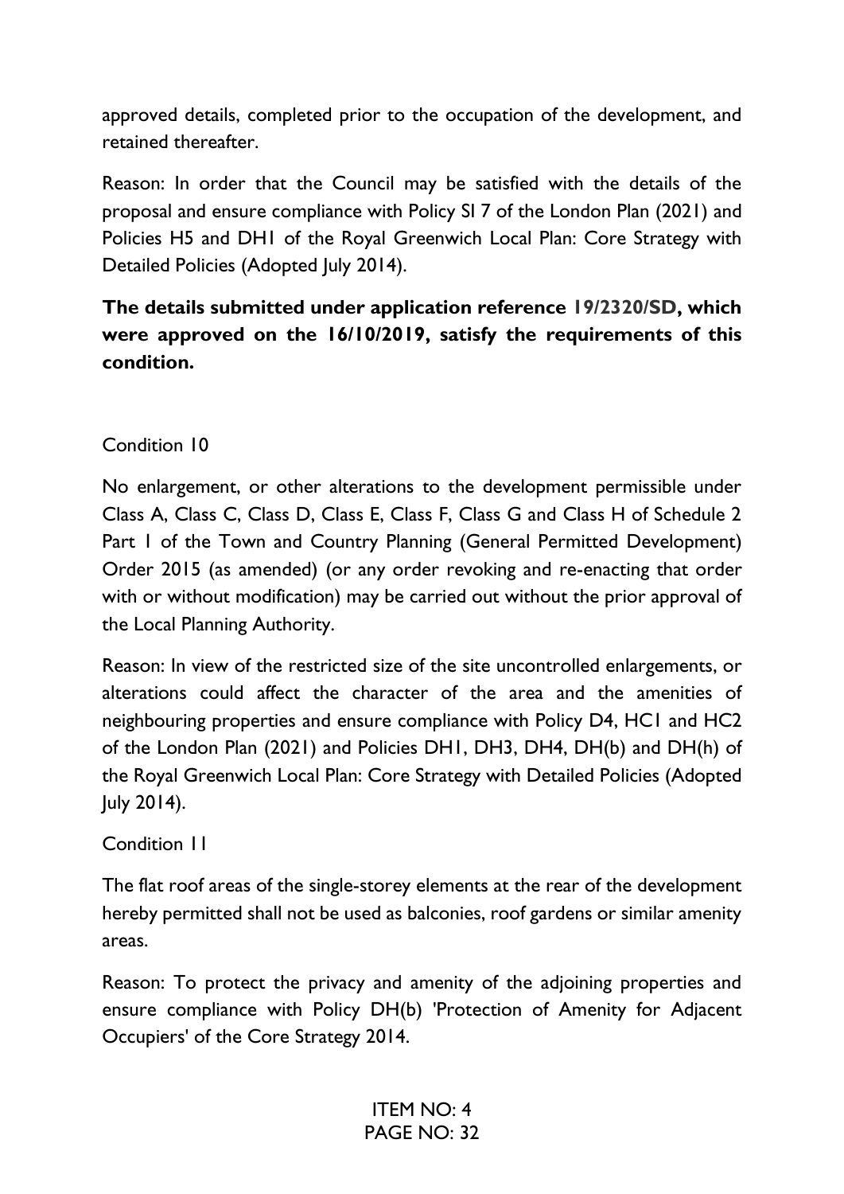approved details, completed prior to the occupation of the development, and retained thereafter.

Reason: In order that the Council may be satisfied with the details of the proposal and ensure compliance with Policy SI 7 of the London Plan (2021) and Policies H5 and DH1 of the Royal Greenwich Local Plan: Core Strategy with Detailed Policies (Adopted July 2014).

**The details submitted under application reference 19/2320/SD, which were approved on the 16/10/2019, satisfy the requirements of this condition.**

Condition 10

No enlargement, or other alterations to the development permissible under Class A, Class C, Class D, Class E, Class F, Class G and Class H of Schedule 2 Part 1 of the Town and Country Planning (General Permitted Development) Order 2015 (as amended) (or any order revoking and re-enacting that order with or without modification) may be carried out without the prior approval of the Local Planning Authority.

Reason: In view of the restricted size of the site uncontrolled enlargements, or alterations could affect the character of the area and the amenities of neighbouring properties and ensure compliance with Policy D4, HC1 and HC2 of the London Plan (2021) and Policies DH1, DH3, DH4, DH(b) and DH(h) of the Royal Greenwich Local Plan: Core Strategy with Detailed Policies (Adopted July 2014).

Condition 11

The flat roof areas of the single-storey elements at the rear of the development hereby permitted shall not be used as balconies, roof gardens or similar amenity areas.

Reason: To protect the privacy and amenity of the adjoining properties and ensure compliance with Policy DH(b) 'Protection of Amenity for Adjacent Occupiers' of the Core Strategy 2014.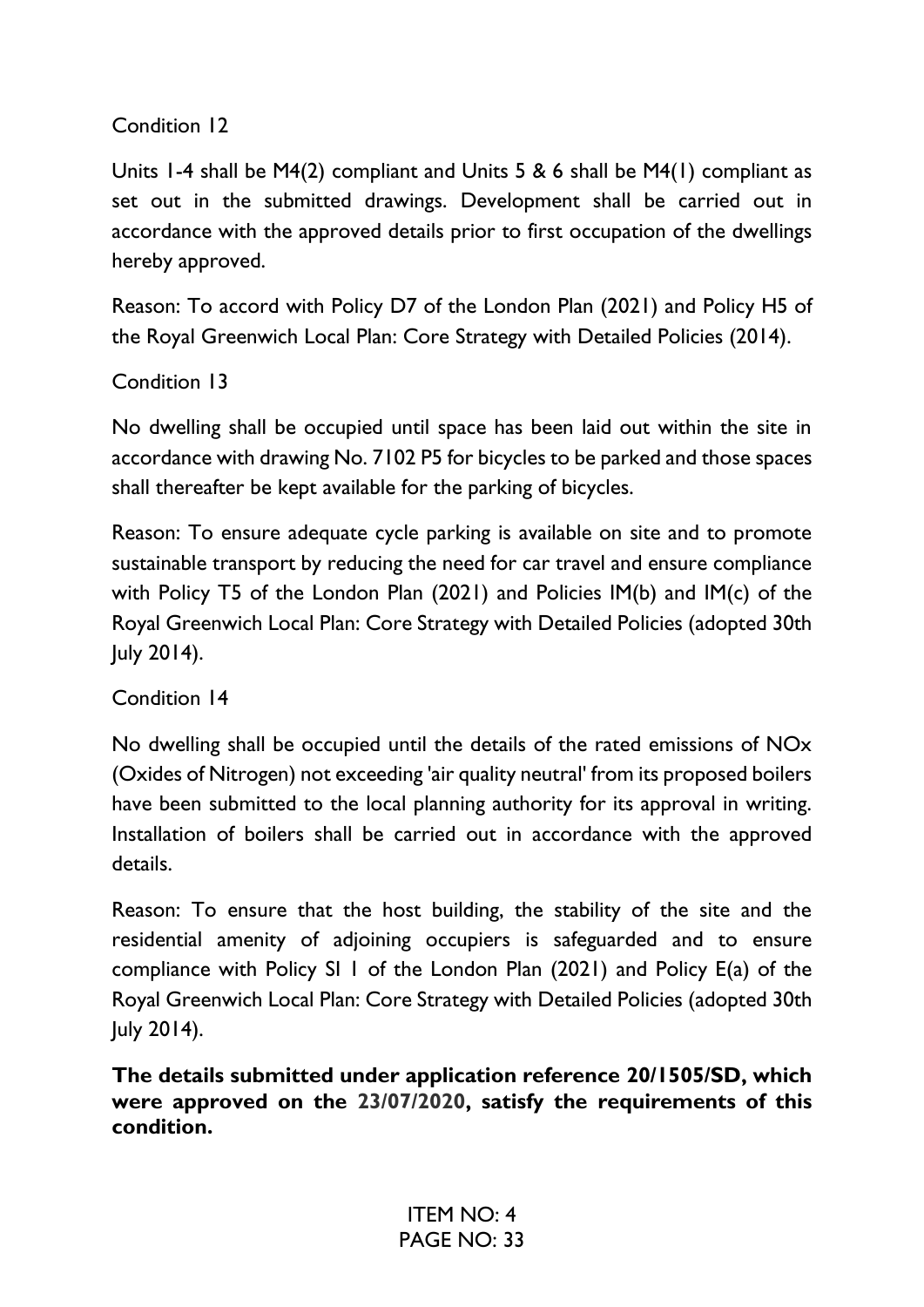Condition 12

Units 1-4 shall be M4(2) compliant and Units 5 & 6 shall be M4(1) compliant as set out in the submitted drawings. Development shall be carried out in accordance with the approved details prior to first occupation of the dwellings hereby approved.

Reason: To accord with Policy D7 of the London Plan (2021) and Policy H5 of the Royal Greenwich Local Plan: Core Strategy with Detailed Policies (2014).

Condition 13

No dwelling shall be occupied until space has been laid out within the site in accordance with drawing No. 7102 P5 for bicycles to be parked and those spaces shall thereafter be kept available for the parking of bicycles.

Reason: To ensure adequate cycle parking is available on site and to promote sustainable transport by reducing the need for car travel and ensure compliance with Policy T5 of the London Plan (2021) and Policies IM(b) and IM(c) of the Royal Greenwich Local Plan: Core Strategy with Detailed Policies (adopted 30th July 2014).

Condition 14

No dwelling shall be occupied until the details of the rated emissions of NOx (Oxides of Nitrogen) not exceeding 'air quality neutral' from its proposed boilers have been submitted to the local planning authority for its approval in writing. Installation of boilers shall be carried out in accordance with the approved details.

Reason: To ensure that the host building, the stability of the site and the residential amenity of adjoining occupiers is safeguarded and to ensure compliance with Policy SI 1 of the London Plan (2021) and Policy E(a) of the Royal Greenwich Local Plan: Core Strategy with Detailed Policies (adopted 30th July 2014).

**The details submitted under application reference 20/1505/SD, which were approved on the 23/07/2020, satisfy the requirements of this condition.**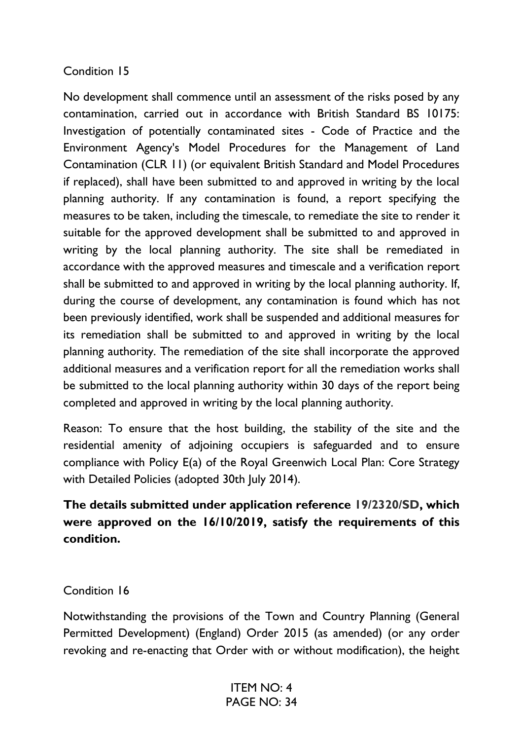Condition 15

No development shall commence until an assessment of the risks posed by any contamination, carried out in accordance with British Standard BS 10175: Investigation of potentially contaminated sites - Code of Practice and the Environment Agency's Model Procedures for the Management of Land Contamination (CLR 11) (or equivalent British Standard and Model Procedures if replaced), shall have been submitted to and approved in writing by the local planning authority. If any contamination is found, a report specifying the measures to be taken, including the timescale, to remediate the site to render it suitable for the approved development shall be submitted to and approved in writing by the local planning authority. The site shall be remediated in accordance with the approved measures and timescale and a verification report shall be submitted to and approved in writing by the local planning authority. If, during the course of development, any contamination is found which has not been previously identified, work shall be suspended and additional measures for its remediation shall be submitted to and approved in writing by the local planning authority. The remediation of the site shall incorporate the approved additional measures and a verification report for all the remediation works shall be submitted to the local planning authority within 30 days of the report being completed and approved in writing by the local planning authority.

Reason: To ensure that the host building, the stability of the site and the residential amenity of adjoining occupiers is safeguarded and to ensure compliance with Policy E(a) of the Royal Greenwich Local Plan: Core Strategy with Detailed Policies (adopted 30th July 2014).

**The details submitted under application reference 19/2320/SD, which were approved on the 16/10/2019, satisfy the requirements of this condition.**

Condition 16

Notwithstanding the provisions of the Town and Country Planning (General Permitted Development) (England) Order 2015 (as amended) (or any order revoking and re-enacting that Order with or without modification), the height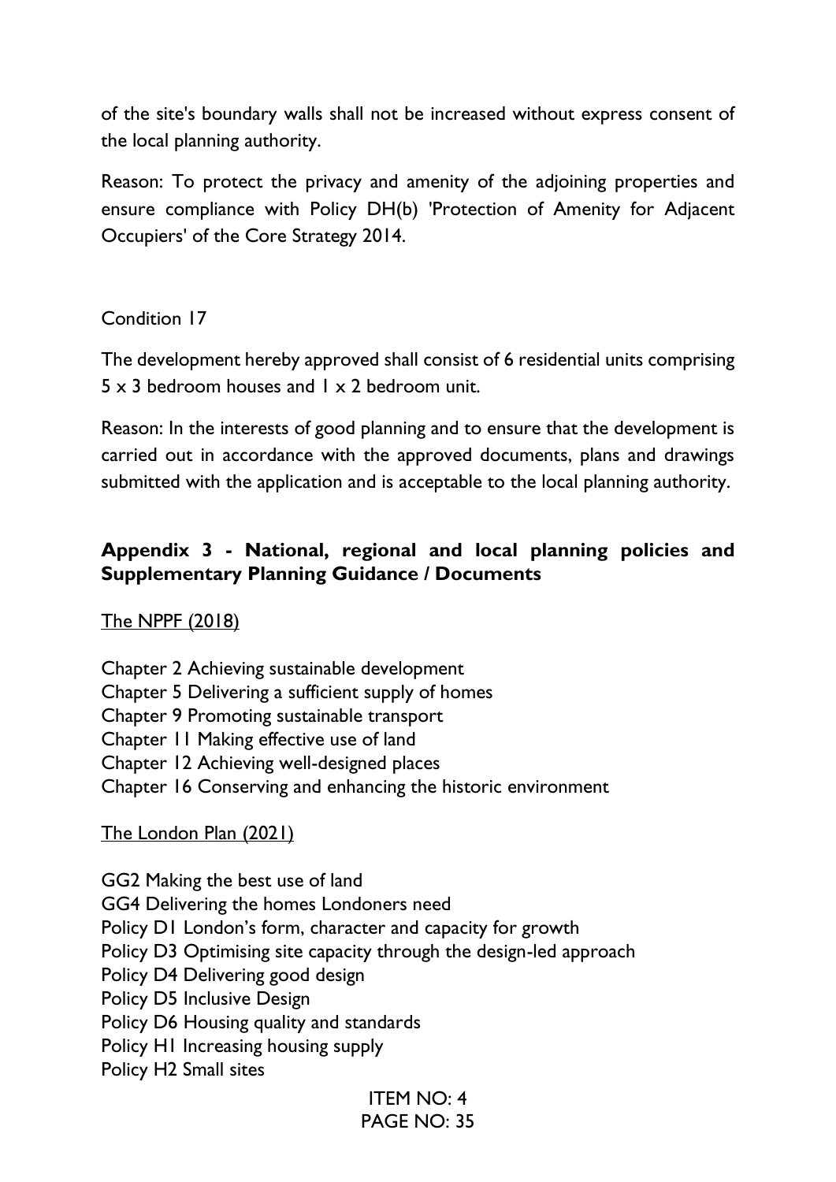of the site's boundary walls shall not be increased without express consent of the local planning authority.

Reason: To protect the privacy and amenity of the adjoining properties and ensure compliance with Policy DH(b) 'Protection of Amenity for Adjacent Occupiers' of the Core Strategy 2014.

Condition 17

The development hereby approved shall consist of 6 residential units comprising 5 x 3 bedroom houses and 1 x 2 bedroom unit.

Reason: In the interests of good planning and to ensure that the development is carried out in accordance with the approved documents, plans and drawings submitted with the application and is acceptable to the local planning authority.

## Appendix 3 - National, regional and local planning policies and Supplementary Planning Guidance / Documents

The NPPF (2018)

Chapter 2 Achieving sustainable development
Chapter 5 Delivering a sufficient supply of homes
Chapter 9 Promoting sustainable transport
Chapter 11 Making effective use of land
Chapter 12 Achieving well-designed places
Chapter 16 Conserving and enhancing the historic environment

The London Plan (2021)

GG2 Making the best use of land
GG4 Delivering the homes Londoners need
Policy D1 London's form, character and capacity for growth
Policy D3 Optimising site capacity through the design-led approach
Policy D4 Delivering good design
Policy D5 Inclusive Design
Policy D6 Housing quality and standards
Policy H1 Increasing housing supply
Policy H2 Small sites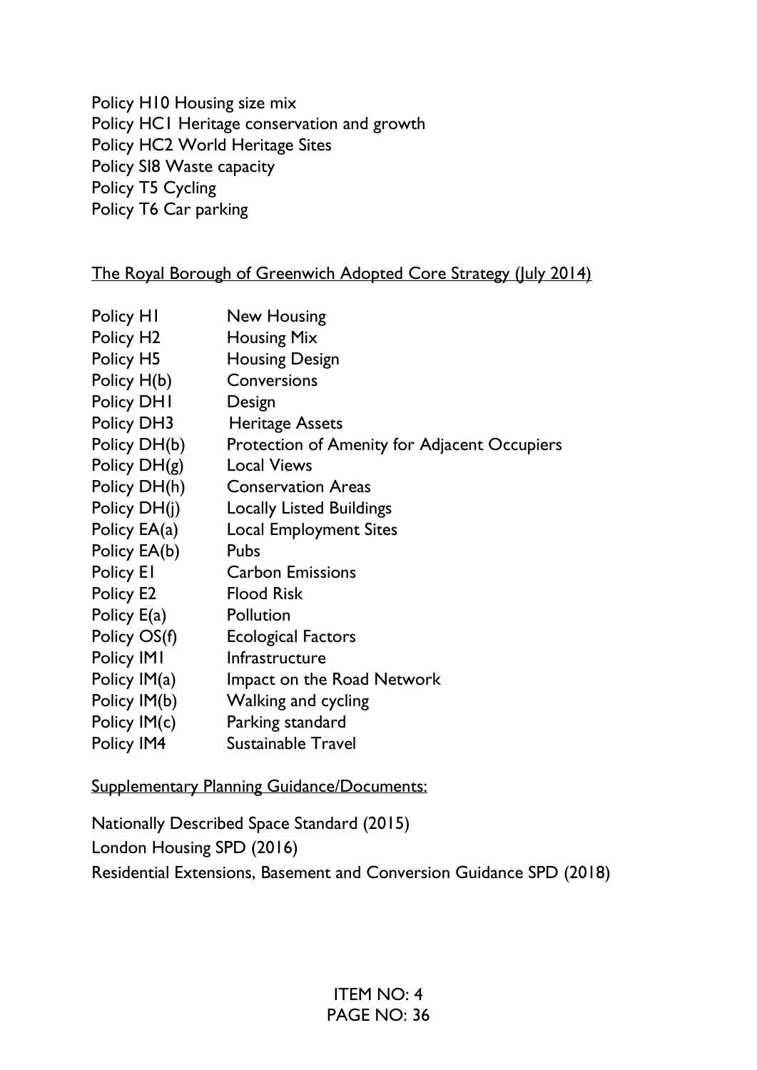Policy H10 Housing size mix
Policy HC1 Heritage conservation and growth
Policy HC2 World Heritage Sites
Policy SI8 Waste capacity
Policy T5 Cycling
Policy T6 Car parking

<u>The Royal Borough of Greenwich Adopted Core Strategy (July 2014)</u>

| | |
|---|---|
| Policy H1 | New Housing |
| Policy H2 | Housing Mix |
| Policy H5 | Housing Design |
| Policy H(b) | Conversions |
| Policy DH1 | Design |
| Policy DH3 | Heritage Assets |
| Policy DH(b) | Protection of Amenity for Adjacent Occupiers |
| Policy DH(g) | Local Views |
| Policy DH(h) | Conservation Areas |
| Policy DH(j) | Locally Listed Buildings |
| Policy EA(a) | Local Employment Sites |
| Policy EA(b) | Pubs |
| Policy E1 | Carbon Emissions |
| Policy E2 | Flood Risk |
| Policy E(a) | Pollution |
| Policy OS(f) | Ecological Factors |
| Policy IM1 | Infrastructure |
| Policy IM(a) | Impact on the Road Network |
| Policy IM(b) | Walking and cycling |
| Policy IM(c) | Parking standard |
| Policy IM4 | Sustainable Travel |

<u>Supplementary Planning Guidance/Documents:</u>

Nationally Described Space Standard (2015)

London Housing SPD (2016)

Residential Extensions, Basement and Conversion Guidance SPD (2018)

ITEM NO: 4